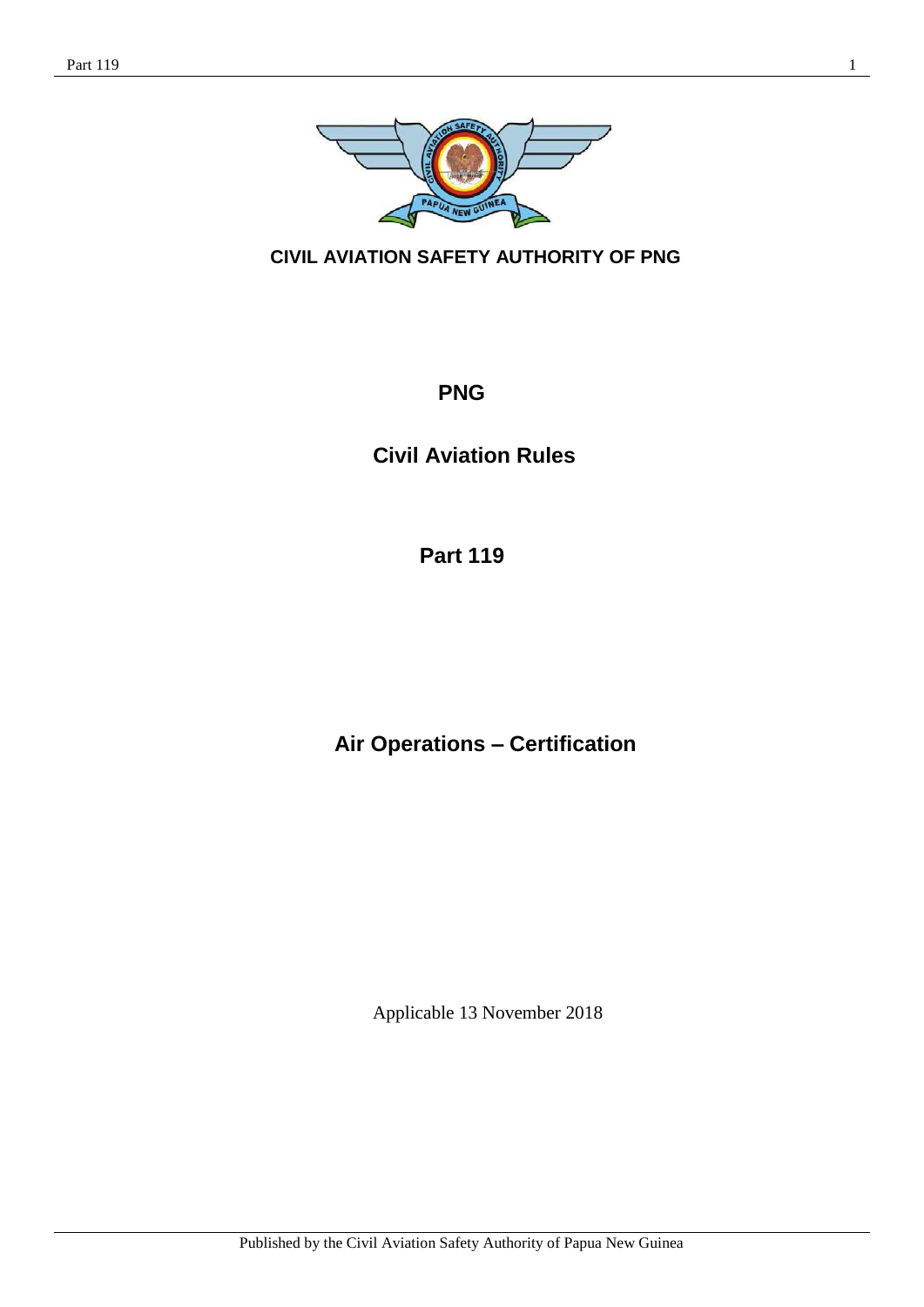**CIVIL AVIATION SAFETY AUTHORITY OF PNG**

# PNG

# Civil Aviation Rules

# Part 119

# Air Operations – Certification

Applicable 13 November 2018

Published by the Civil Aviation Safety Authority of Papua New Guinea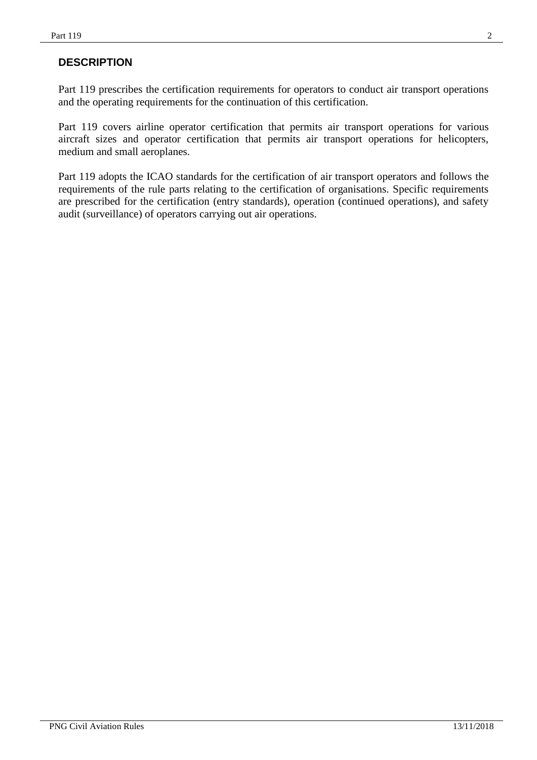## DESCRIPTION

Part 119 prescribes the certification requirements for operators to conduct air transport operations and the operating requirements for the continuation of this certification.

Part 119 covers airline operator certification that permits air transport operations for various aircraft sizes and operator certification that permits air transport operations for helicopters, medium and small aeroplanes.

Part 119 adopts the ICAO standards for the certification of air transport operators and follows the requirements of the rule parts relating to the certification of organisations. Specific requirements are prescribed for the certification (entry standards), operation (continued operations), and safety audit (surveillance) of operators carrying out air operations.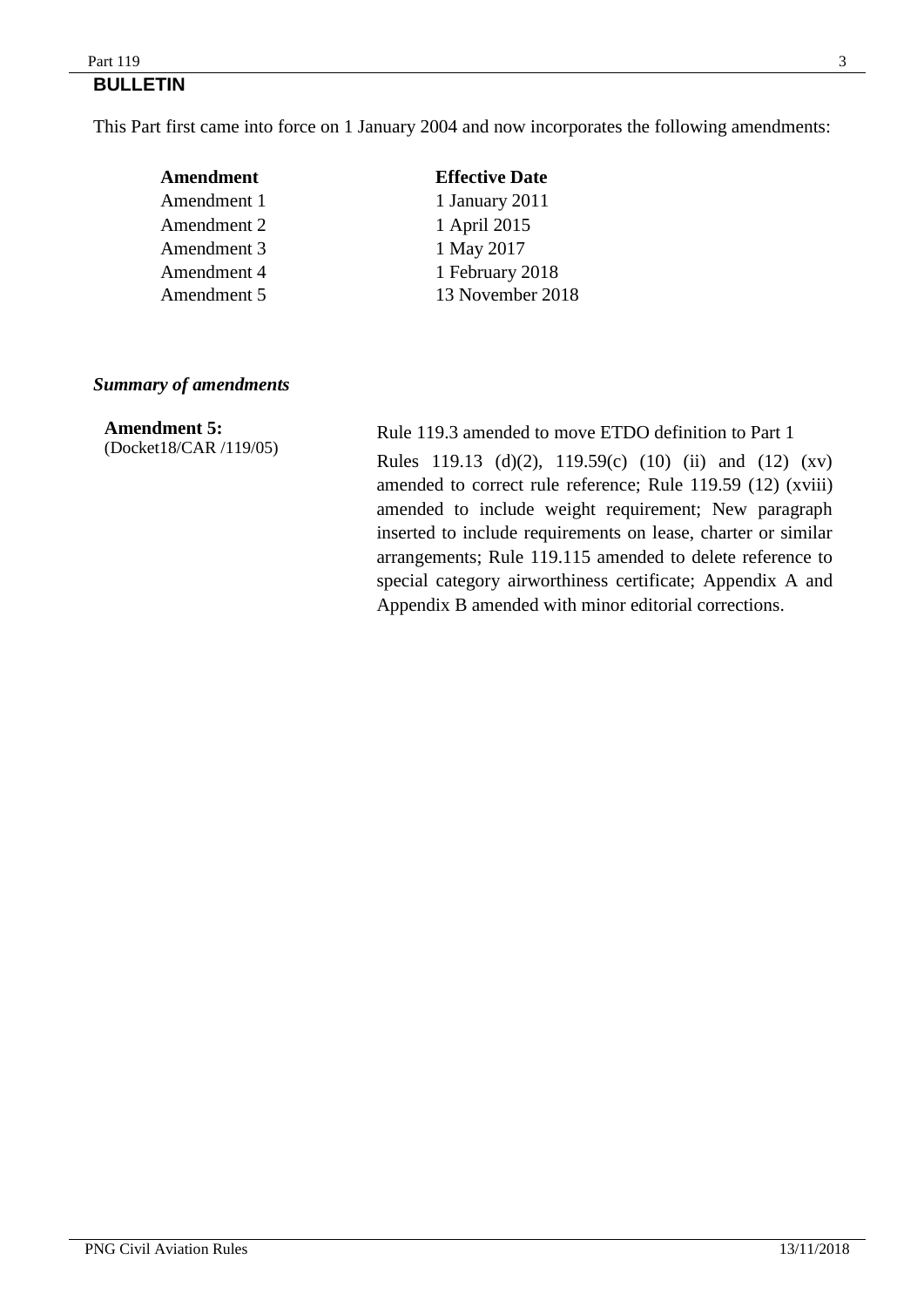## BULLETIN

This Part first came into force on 1 January 2004 and now incorporates the following amendments:

| Amendment | Effective Date |
| --- | --- |
| Amendment 1 | 1 January 2011 |
| Amendment 2 | 1 April 2015 |
| Amendment 3 | 1 May 2017 |
| Amendment 4 | 1 February 2018 |
| Amendment 5 | 13 November 2018 |

### *Summary of amendments*

**Amendment 5:**
(Docket18/CAR /119/05)

Rule 119.3 amended to move ETDO definition to Part 1

Rules 119.13 (d)(2), 119.59(c) (10) (ii) and (12) (xv) amended to correct rule reference; Rule 119.59 (12) (xviii) amended to include weight requirement; New paragraph inserted to include requirements on lease, charter or similar arrangements; Rule 119.115 amended to delete reference to special category airworthiness certificate; Appendix A and Appendix B amended with minor editorial corrections.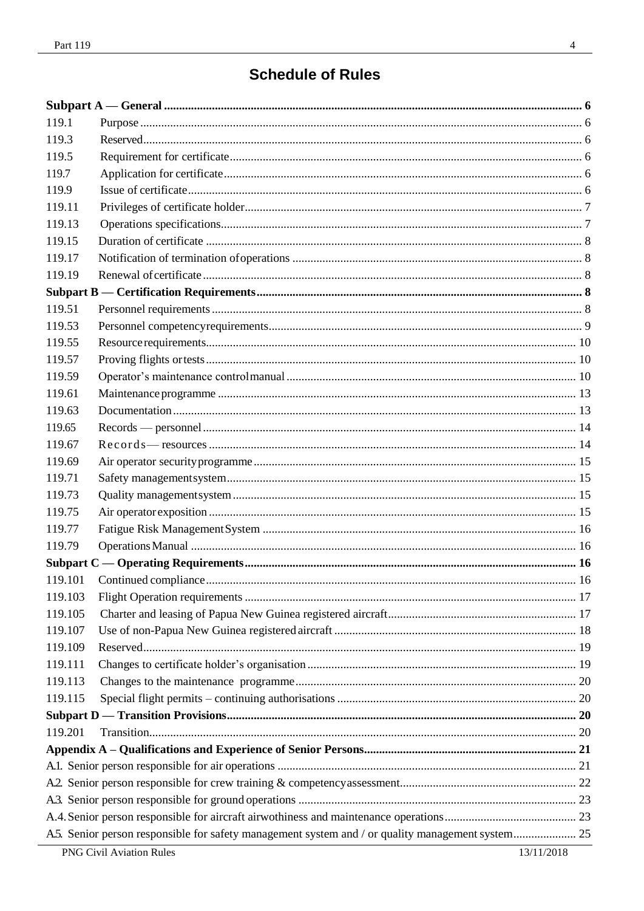# Schedule of Rules

| | | |
|---|---|---|
| **Subpart A — General** | | **6** |
| 119.1 | Purpose | 6 |
| 119.3 | Reserved | 6 |
| 119.5 | Requirement for certificate | 6 |
| 119.7 | Application for certificate | 6 |
| 119.9 | Issue of certificate | 6 |
| 119.11 | Privileges of certificate holder | 7 |
| 119.13 | Operations specifications | 7 |
| 119.15 | Duration of certificate | 8 |
| 119.17 | Notification of termination of operations | 8 |
| 119.19 | Renewal of certificate | 8 |
| **Subpart B — Certification Requirements** | | **8** |
| 119.51 | Personnel requirements | 8 |
| 119.53 | Personnel competency requirements | 9 |
| 119.55 | Resource requirements | 10 |
| 119.57 | Proving flights or tests | 10 |
| 119.59 | Operator's maintenance control manual | 10 |
| 119.61 | Maintenance programme | 13 |
| 119.63 | Documentation | 13 |
| 119.65 | Records — personnel | 14 |
| 119.67 | Records — resources | 14 |
| 119.69 | Air operator security programme | 15 |
| 119.71 | Safety management system | 15 |
| 119.73 | Quality management system | 15 |
| 119.75 | Air operator exposition | 15 |
| 119.77 | Fatigue Risk Management System | 16 |
| 119.79 | Operations Manual | 16 |
| **Subpart C — Operating Requirements** | | **16** |
| 119.101 | Continued compliance | 16 |
| 119.103 | Flight Operation requirements | 17 |
| 119.105 | Charter and leasing of Papua New Guinea registered aircraft | 17 |
| 119.107 | Use of non-Papua New Guinea registered aircraft | 18 |
| 119.109 | Reserved | 19 |
| 119.111 | Changes to certificate holder's organisation | 19 |
| 119.113 | Changes to the maintenance programme | 20 |
| 119.115 | Special flight permits – continuing authorisations | 20 |
| **Subpart D — Transition Provisions** | | **20** |
| 119.201 | Transition | 20 |
| **Appendix A – Qualifications and Experience of Senior Persons** | | **21** |
| A.1. Senior person responsible for air operations | | 21 |
| A.2. Senior person responsible for crew training & competency assessment | | 22 |
| A.3. Senior person responsible for ground operations | | 23 |
| A.4. Senior person responsible for aircraft airwothiness and maintenance operations | | 23 |
| A.5. Senior person responsible for safety management system and / or quality management system | | 25 |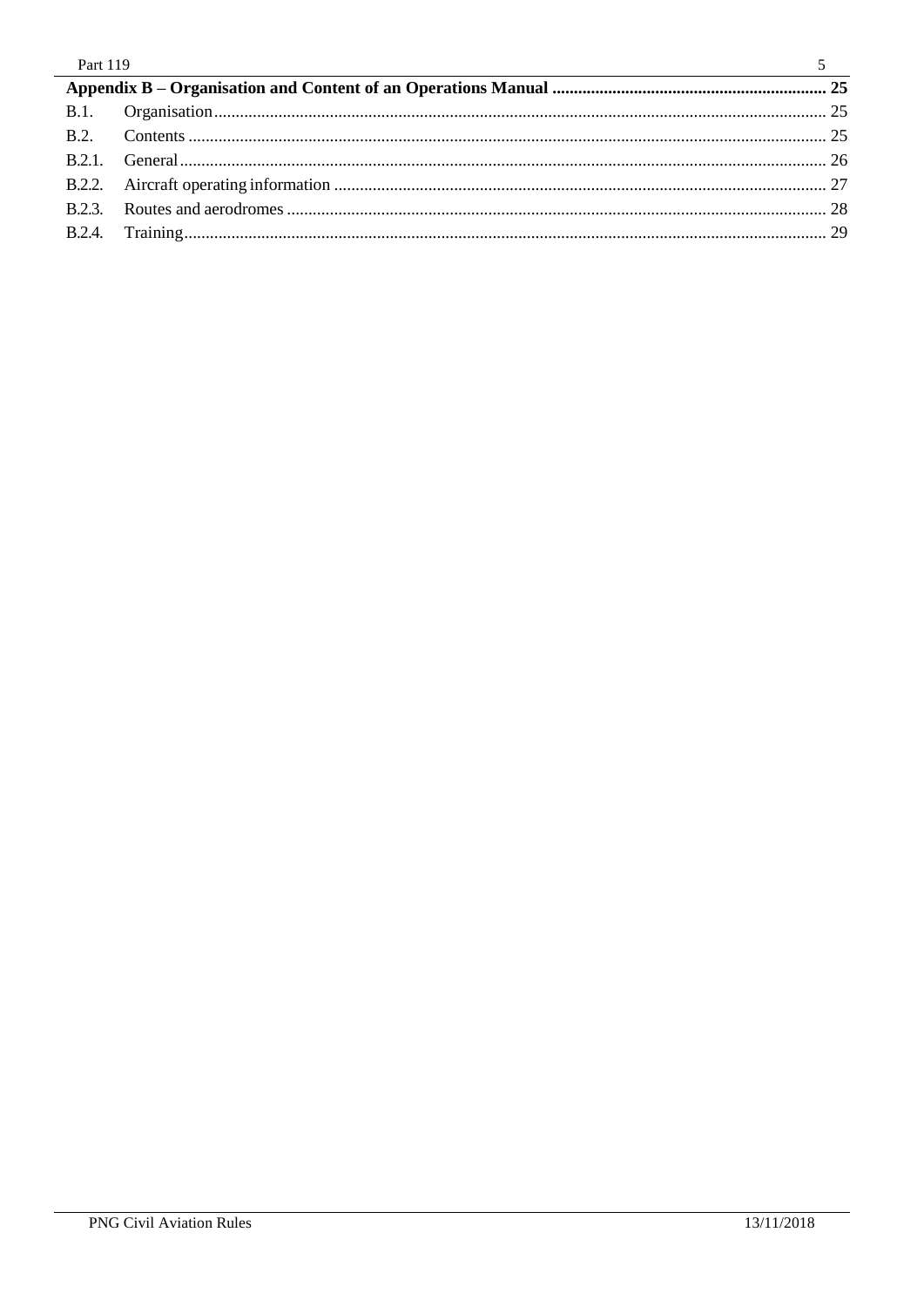| | | |
|---|---|---|
| **Appendix B – Organisation and Content of an Operations Manual** | | **25** |
| B.1. | Organisation | 25 |
| B.2. | Contents | 25 |
| B.2.1. | General | 26 |
| B.2.2. | Aircraft operating information | 27 |
| B.2.3. | Routes and aerodromes | 28 |
| B.2.4. | Training | 29 |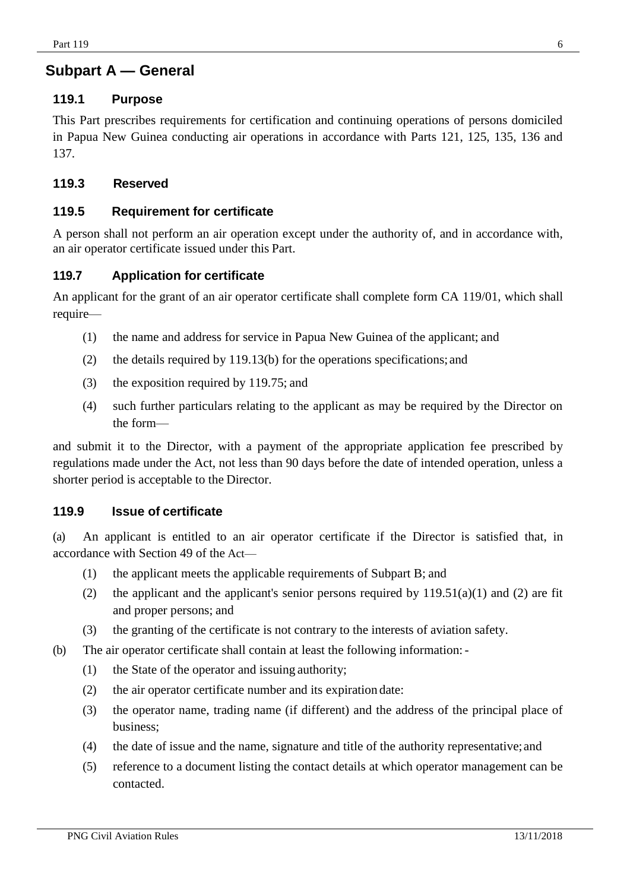## Subpart A — General

### 119.1 Purpose

This Part prescribes requirements for certification and continuing operations of persons domiciled in Papua New Guinea conducting air operations in accordance with Parts 121, 125, 135, 136 and 137.

### 119.3 Reserved

### 119.5 Requirement for certificate

A person shall not perform an air operation except under the authority of, and in accordance with, an air operator certificate issued under this Part.

### 119.7 Application for certificate

An applicant for the grant of an air operator certificate shall complete form CA 119/01, which shall require—

- (1) the name and address for service in Papua New Guinea of the applicant; and
- (2) the details required by 119.13(b) for the operations specifications; and
- (3) the exposition required by 119.75; and
- (4) such further particulars relating to the applicant as may be required by the Director on the form—

and submit it to the Director, with a payment of the appropriate application fee prescribed by regulations made under the Act, not less than 90 days before the date of intended operation, unless a shorter period is acceptable to the Director.

### 119.9 Issue of certificate

(a) An applicant is entitled to an air operator certificate if the Director is satisfied that, in accordance with Section 49 of the Act—

- (1) the applicant meets the applicable requirements of Subpart B; and
- (2) the applicant and the applicant's senior persons required by 119.51(a)(1) and (2) are fit and proper persons; and
- (3) the granting of the certificate is not contrary to the interests of aviation safety.

(b) The air operator certificate shall contain at least the following information: -

- (1) the State of the operator and issuing authority;
- (2) the air operator certificate number and its expiration date:
- (3) the operator name, trading name (if different) and the address of the principal place of business;
- (4) the date of issue and the name, signature and title of the authority representative; and
- (5) reference to a document listing the contact details at which operator management can be contacted.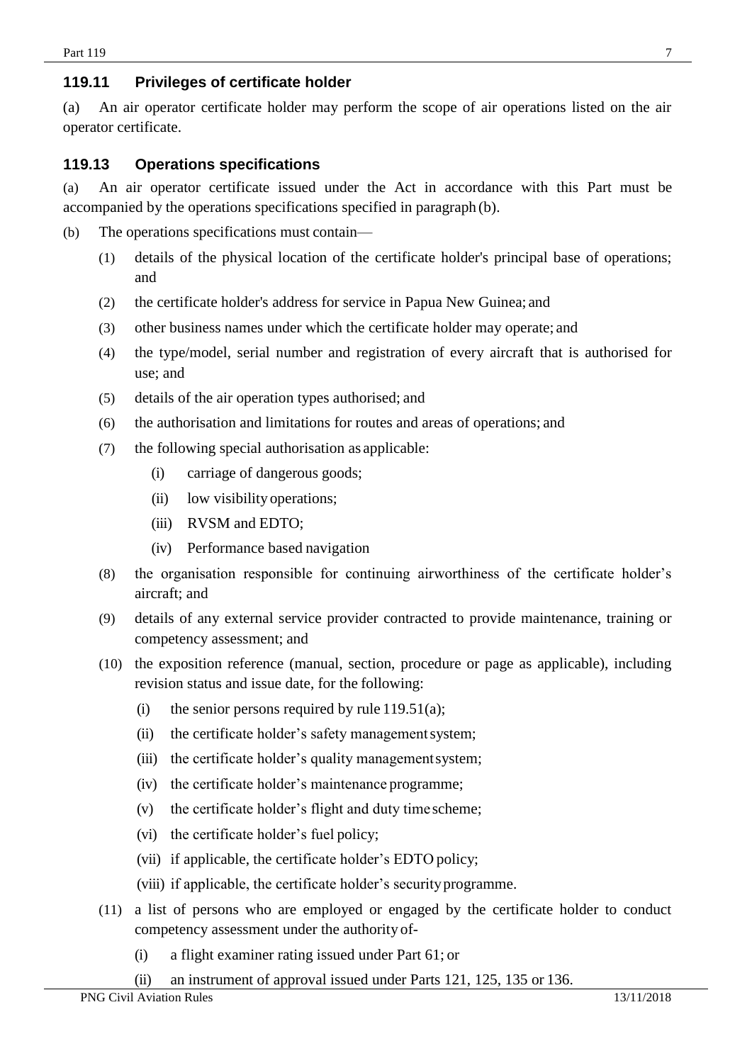### 119.11 Privileges of certificate holder

(a) An air operator certificate holder may perform the scope of air operations listed on the air operator certificate.

### 119.13 Operations specifications

(a) An air operator certificate issued under the Act in accordance with this Part must be accompanied by the operations specifications specified in paragraph (b).

(b) The operations specifications must contain—

(1) details of the physical location of the certificate holder's principal base of operations; and

(2) the certificate holder's address for service in Papua New Guinea; and

(3) other business names under which the certificate holder may operate; and

(4) the type/model, serial number and registration of every aircraft that is authorised for use; and

(5) details of the air operation types authorised; and

(6) the authorisation and limitations for routes and areas of operations; and

(7) the following special authorisation as applicable:

(i) carriage of dangerous goods;

(ii) low visibility operations;

(iii) RVSM and EDTO;

(iv) Performance based navigation

(8) the organisation responsible for continuing airworthiness of the certificate holder's aircraft; and

(9) details of any external service provider contracted to provide maintenance, training or competency assessment; and

(10) the exposition reference (manual, section, procedure or page as applicable), including revision status and issue date, for the following:

(i) the senior persons required by rule 119.51(a);

(ii) the certificate holder's safety management system;

(iii) the certificate holder's quality management system;

(iv) the certificate holder's maintenance programme;

(v) the certificate holder's flight and duty time scheme;

(vi) the certificate holder's fuel policy;

(vii) if applicable, the certificate holder's EDTO policy;

(viii) if applicable, the certificate holder's security programme.

(11) a list of persons who are employed or engaged by the certificate holder to conduct competency assessment under the authority of-

(i) a flight examiner rating issued under Part 61; or

(ii) an instrument of approval issued under Parts 121, 125, 135 or 136.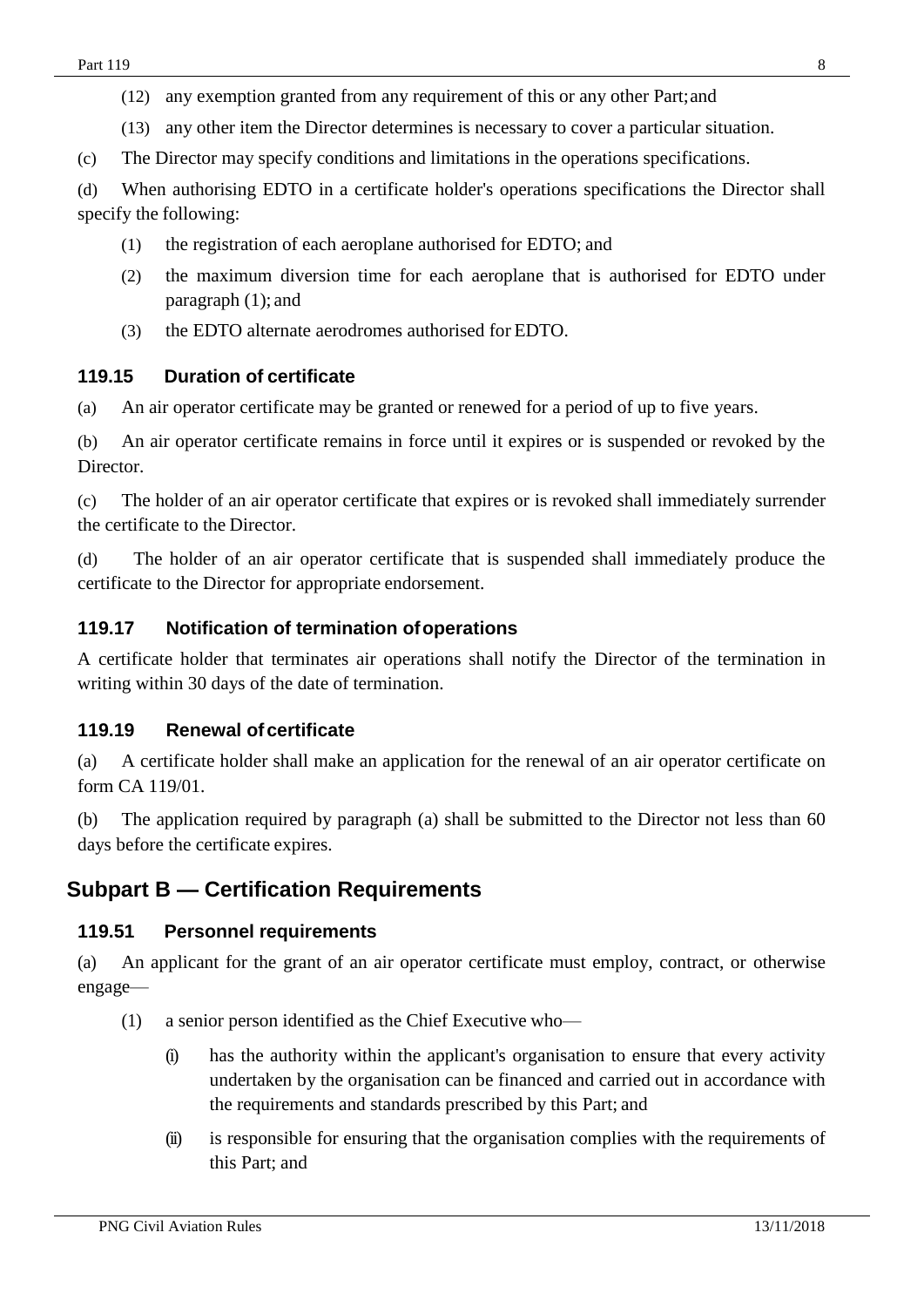(12) any exemption granted from any requirement of this or any other Part; and

(13) any other item the Director determines is necessary to cover a particular situation.

(c) The Director may specify conditions and limitations in the operations specifications.

(d) When authorising EDTO in a certificate holder's operations specifications the Director shall specify the following:

(1) the registration of each aeroplane authorised for EDTO; and

(2) the maximum diversion time for each aeroplane that is authorised for EDTO under paragraph (1); and

(3) the EDTO alternate aerodromes authorised for EDTO.

### 119.15 Duration of certificate

(a) An air operator certificate may be granted or renewed for a period of up to five years.

(b) An air operator certificate remains in force until it expires or is suspended or revoked by the Director.

(c) The holder of an air operator certificate that expires or is revoked shall immediately surrender the certificate to the Director.

(d) The holder of an air operator certificate that is suspended shall immediately produce the certificate to the Director for appropriate endorsement.

### 119.17 Notification of termination of operations

A certificate holder that terminates air operations shall notify the Director of the termination in writing within 30 days of the date of termination.

### 119.19 Renewal of certificate

(a) A certificate holder shall make an application for the renewal of an air operator certificate on form CA 119/01.

(b) The application required by paragraph (a) shall be submitted to the Director not less than 60 days before the certificate expires.

## Subpart B — Certification Requirements

### 119.51 Personnel requirements

(a) An applicant for the grant of an air operator certificate must employ, contract, or otherwise engage—

(1) a senior person identified as the Chief Executive who—

(i) has the authority within the applicant's organisation to ensure that every activity undertaken by the organisation can be financed and carried out in accordance with the requirements and standards prescribed by this Part; and

(ii) is responsible for ensuring that the organisation complies with the requirements of this Part; and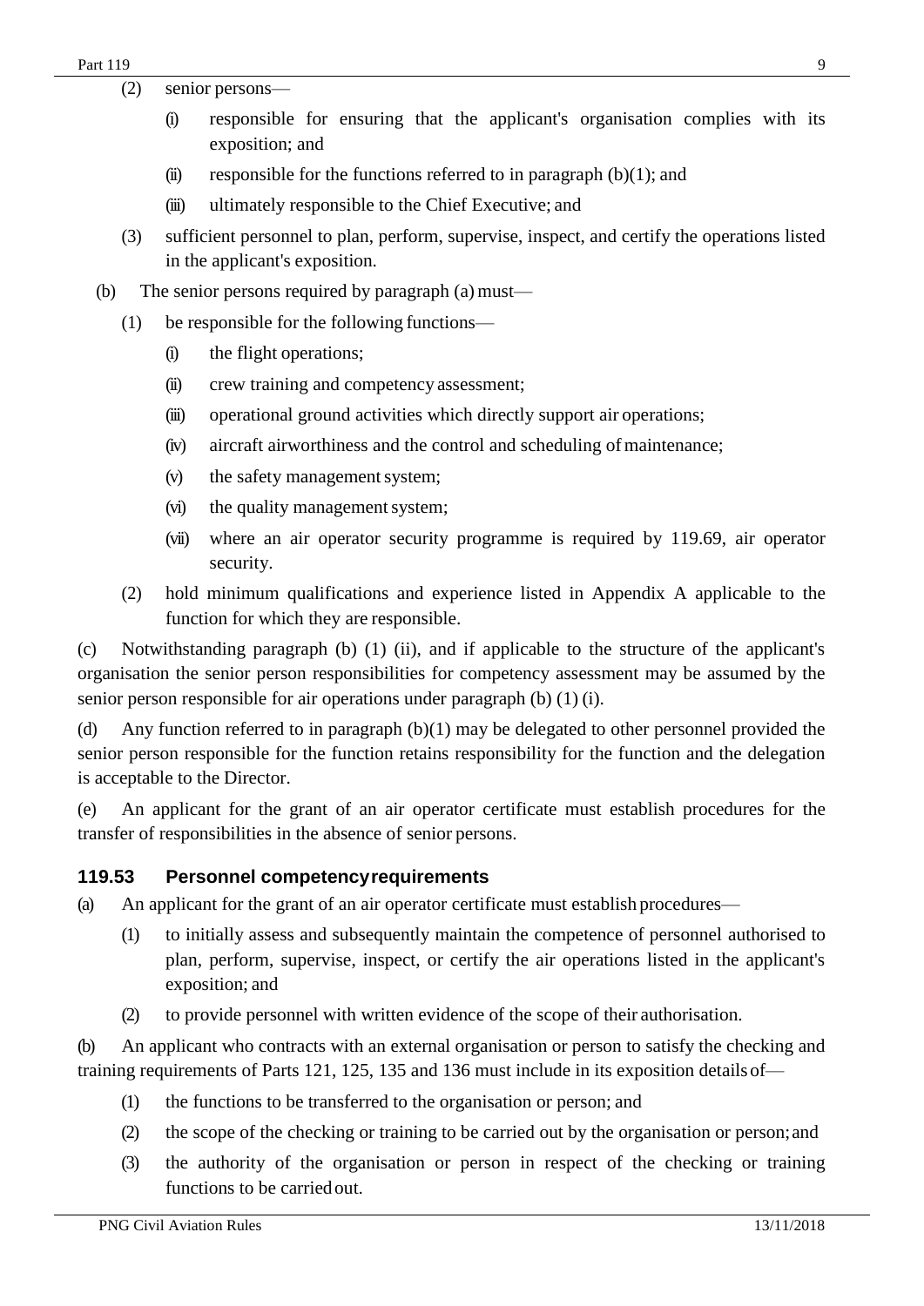(2) senior persons—

   (i) responsible for ensuring that the applicant's organisation complies with its exposition; and

   (ii) responsible for the functions referred to in paragraph (b)(1); and

   (iii) ultimately responsible to the Chief Executive; and

(3) sufficient personnel to plan, perform, supervise, inspect, and certify the operations listed in the applicant's exposition.

(b) The senior persons required by paragraph (a) must—

   (1) be responsible for the following functions—

      (i) the flight operations;

      (ii) crew training and competency assessment;

      (iii) operational ground activities which directly support air operations;

      (iv) aircraft airworthiness and the control and scheduling of maintenance;

      (v) the safety management system;

      (vi) the quality management system;

      (vii) where an air operator security programme is required by 119.69, air operator security.

   (2) hold minimum qualifications and experience listed in Appendix A applicable to the function for which they are responsible.

(c) Notwithstanding paragraph (b) (1) (ii), and if applicable to the structure of the applicant's organisation the senior person responsibilities for competency assessment may be assumed by the senior person responsible for air operations under paragraph (b) (1) (i).

(d) Any function referred to in paragraph (b)(1) may be delegated to other personnel provided the senior person responsible for the function retains responsibility for the function and the delegation is acceptable to the Director.

(e) An applicant for the grant of an air operator certificate must establish procedures for the transfer of responsibilities in the absence of senior persons.

### 119.53 Personnel competency requirements

(a) An applicant for the grant of an air operator certificate must establish procedures—

   (1) to initially assess and subsequently maintain the competence of personnel authorised to plan, perform, supervise, inspect, or certify the air operations listed in the applicant's exposition; and

   (2) to provide personnel with written evidence of the scope of their authorisation.

(b) An applicant who contracts with an external organisation or person to satisfy the checking and training requirements of Parts 121, 125, 135 and 136 must include in its exposition details of—

   (1) the functions to be transferred to the organisation or person; and

   (2) the scope of the checking or training to be carried out by the organisation or person; and

   (3) the authority of the organisation or person in respect of the checking or training functions to be carried out.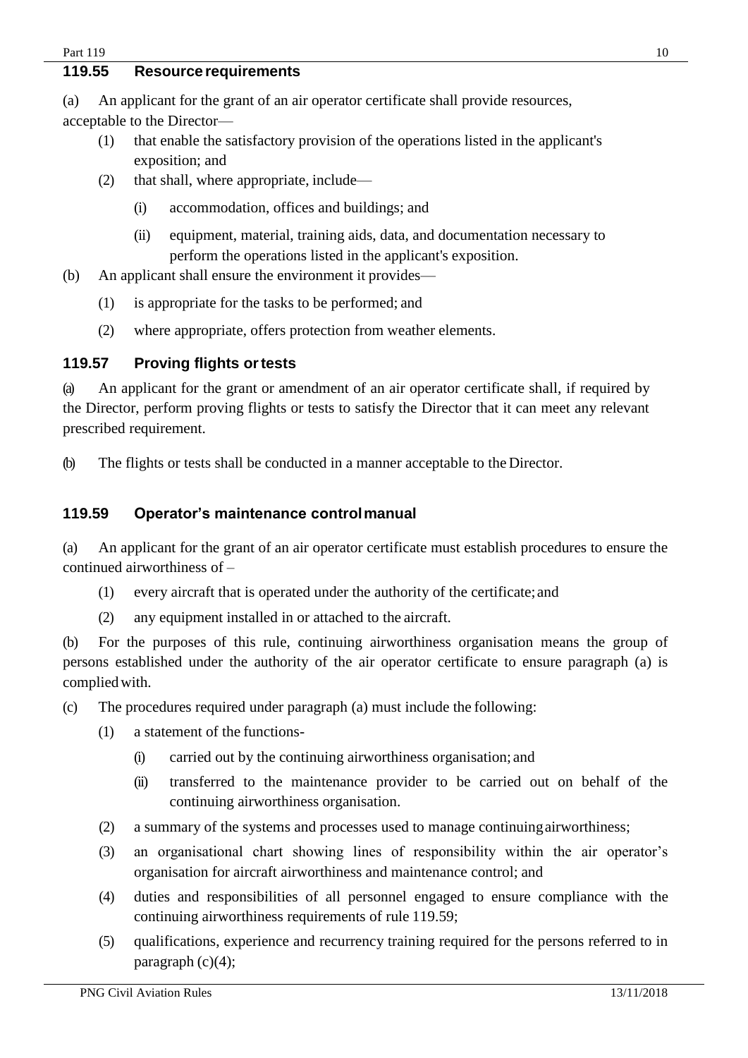### 119.55 Resource requirements

(a) An applicant for the grant of an air operator certificate shall provide resources, acceptable to the Director—

(1) that enable the satisfactory provision of the operations listed in the applicant's exposition; and

(2) that shall, where appropriate, include—

(i) accommodation, offices and buildings; and

(ii) equipment, material, training aids, data, and documentation necessary to perform the operations listed in the applicant's exposition.

(b) An applicant shall ensure the environment it provides—

(1) is appropriate for the tasks to be performed; and

(2) where appropriate, offers protection from weather elements.

### 119.57 Proving flights or tests

(a) An applicant for the grant or amendment of an air operator certificate shall, if required by the Director, perform proving flights or tests to satisfy the Director that it can meet any relevant prescribed requirement.

(b) The flights or tests shall be conducted in a manner acceptable to the Director.

### 119.59 Operator's maintenance control manual

(a) An applicant for the grant of an air operator certificate must establish procedures to ensure the continued airworthiness of –

(1) every aircraft that is operated under the authority of the certificate; and

(2) any equipment installed in or attached to the aircraft.

(b) For the purposes of this rule, continuing airworthiness organisation means the group of persons established under the authority of the air operator certificate to ensure paragraph (a) is complied with.

(c) The procedures required under paragraph (a) must include the following:

(1) a statement of the functions-

(i) carried out by the continuing airworthiness organisation; and

(ii) transferred to the maintenance provider to be carried out on behalf of the continuing airworthiness organisation.

(2) a summary of the systems and processes used to manage continuing airworthiness;

(3) an organisational chart showing lines of responsibility within the air operator's organisation for aircraft airworthiness and maintenance control; and

(4) duties and responsibilities of all personnel engaged to ensure compliance with the continuing airworthiness requirements of rule 119.59;

(5) qualifications, experience and recurrency training required for the persons referred to in paragraph (c)(4);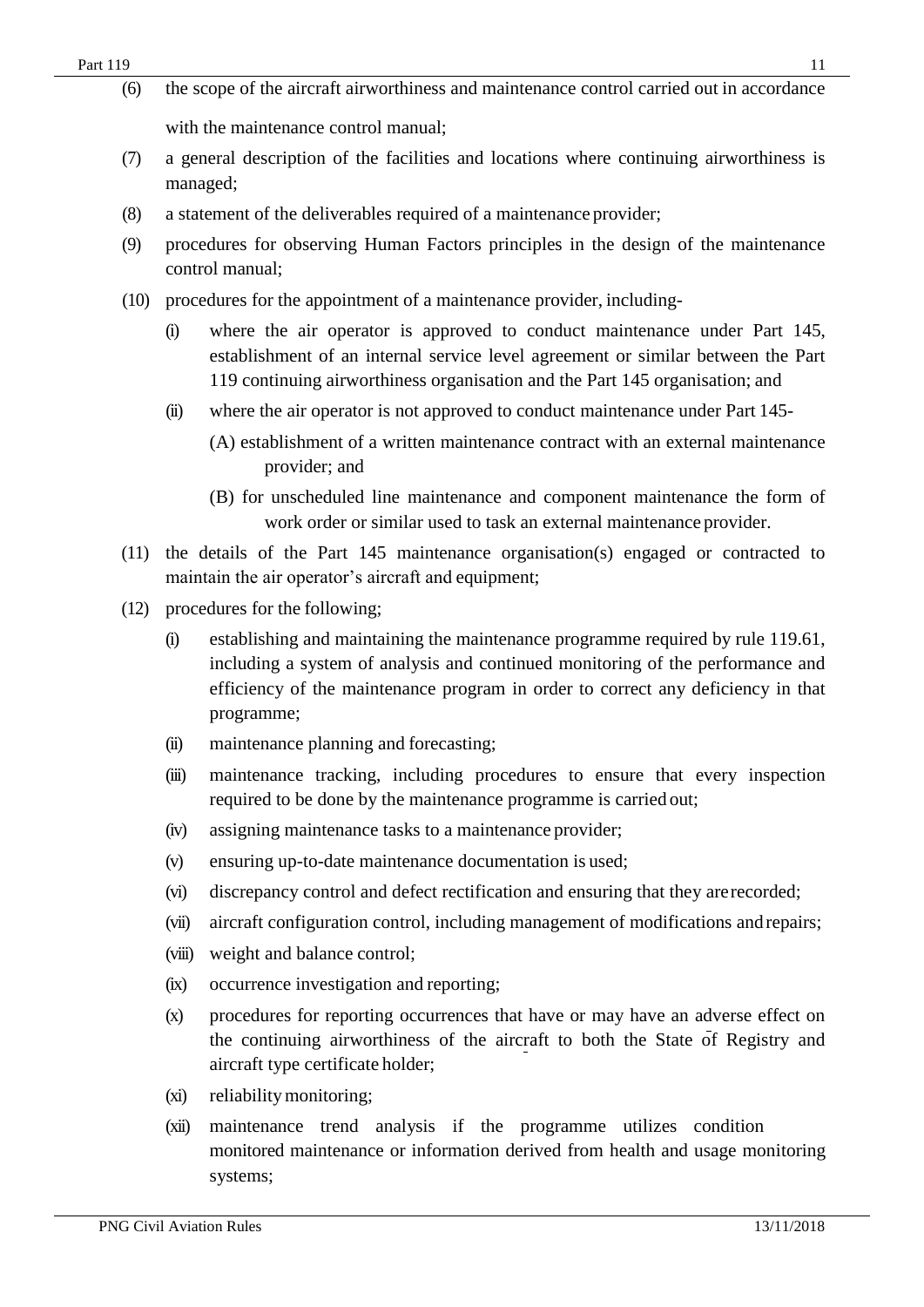(6) the scope of the aircraft airworthiness and maintenance control carried out in accordance with the maintenance control manual;

(7) a general description of the facilities and locations where continuing airworthiness is managed;

(8) a statement of the deliverables required of a maintenance provider;

(9) procedures for observing Human Factors principles in the design of the maintenance control manual;

(10) procedures for the appointment of a maintenance provider, including-

  (i) where the air operator is approved to conduct maintenance under Part 145, establishment of an internal service level agreement or similar between the Part 119 continuing airworthiness organisation and the Part 145 organisation; and

  (ii) where the air operator is not approved to conduct maintenance under Part 145-

    (A) establishment of a written maintenance contract with an external maintenance provider; and

    (B) for unscheduled line maintenance and component maintenance the form of work order or similar used to task an external maintenance provider.

(11) the details of the Part 145 maintenance organisation(s) engaged or contracted to maintain the air operator's aircraft and equipment;

(12) procedures for the following;

  (i) establishing and maintaining the maintenance programme required by rule 119.61, including a system of analysis and continued monitoring of the performance and efficiency of the maintenance program in order to correct any deficiency in that programme;

  (ii) maintenance planning and forecasting;

  (iii) maintenance tracking, including procedures to ensure that every inspection required to be done by the maintenance programme is carried out;

  (iv) assigning maintenance tasks to a maintenance provider;

  (v) ensuring up-to-date maintenance documentation is used;

  (vi) discrepancy control and defect rectification and ensuring that they are recorded;

  (vii) aircraft configuration control, including management of modifications and repairs;

  (viii) weight and balance control;

  (ix) occurrence investigation and reporting;

  (x) procedures for reporting occurrences that have or may have an adverse effect on the continuing airworthiness of the aircraft to both the State of Registry and aircraft type certificate holder;

  (xi) reliability monitoring;

  (xii) maintenance trend analysis if the programme utilizes condition monitored maintenance or information derived from health and usage monitoring systems;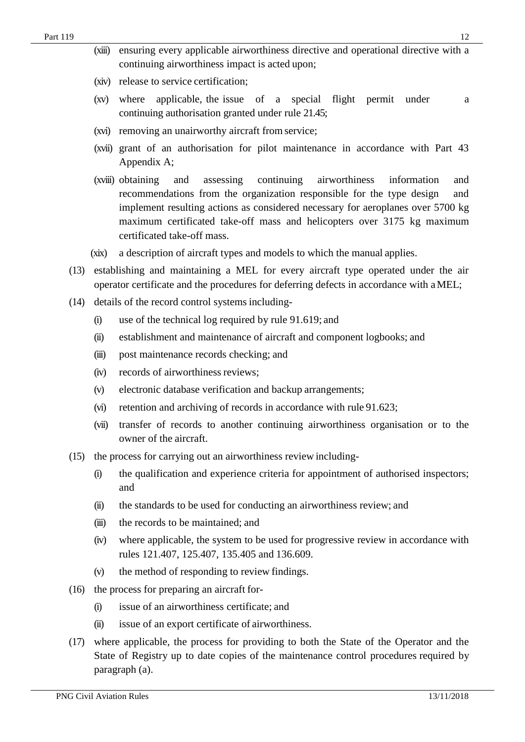- (xiii) ensuring every applicable airworthiness directive and operational directive with a continuing airworthiness impact is acted upon;
- (xiv) release to service certification;
- (xv) where applicable, the issue of a special flight permit under a continuing authorisation granted under rule 21.45;
- (xvi) removing an unairworthy aircraft from service;
- (xvii) grant of an authorisation for pilot maintenance in accordance with Part 43 Appendix A;
- (xviii) obtaining and assessing continuing airworthiness information and recommendations from the organization responsible for the type design and implement resulting actions as considered necessary for aeroplanes over 5700 kg maximum certificated take-off mass and helicopters over 3175 kg maximum certificated take-off mass.
- (xix) a description of aircraft types and models to which the manual applies.

(13) establishing and maintaining a MEL for every aircraft type operated under the air operator certificate and the procedures for deferring defects in accordance with a MEL;

(14) details of the record control systems including-

- (i) use of the technical log required by rule 91.619; and
- (ii) establishment and maintenance of aircraft and component logbooks; and
- (iii) post maintenance records checking; and
- (iv) records of airworthiness reviews;
- (v) electronic database verification and backup arrangements;
- (vi) retention and archiving of records in accordance with rule 91.623;
- (vii) transfer of records to another continuing airworthiness organisation or to the owner of the aircraft.

(15) the process for carrying out an airworthiness review including-

- (i) the qualification and experience criteria for appointment of authorised inspectors; and
- (ii) the standards to be used for conducting an airworthiness review; and
- (iii) the records to be maintained; and
- (iv) where applicable, the system to be used for progressive review in accordance with rules 121.407, 125.407, 135.405 and 136.609.
- (v) the method of responding to review findings.

(16) the process for preparing an aircraft for-

- (i) issue of an airworthiness certificate; and
- (ii) issue of an export certificate of airworthiness.

(17) where applicable, the process for providing to both the State of the Operator and the State of Registry up to date copies of the maintenance control procedures required by paragraph (a).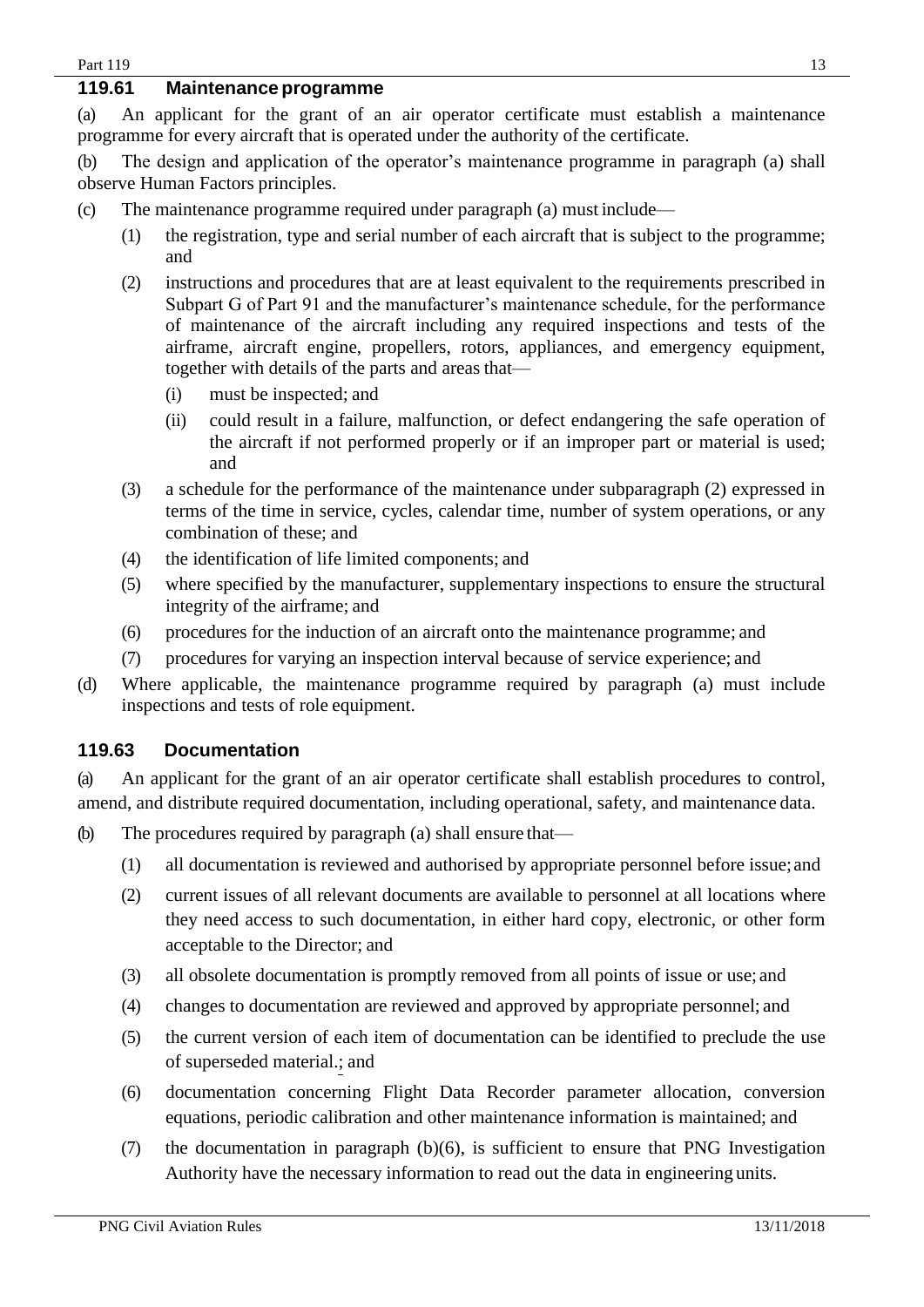### 119.61 Maintenance programme

(a) An applicant for the grant of an air operator certificate must establish a maintenance programme for every aircraft that is operated under the authority of the certificate.

(b) The design and application of the operator's maintenance programme in paragraph (a) shall observe Human Factors principles.

(c) The maintenance programme required under paragraph (a) must include—

- (1) the registration, type and serial number of each aircraft that is subject to the programme; and
- (2) instructions and procedures that are at least equivalent to the requirements prescribed in Subpart G of Part 91 and the manufacturer's maintenance schedule, for the performance of maintenance of the aircraft including any required inspections and tests of the airframe, aircraft engine, propellers, rotors, appliances, and emergency equipment, together with details of the parts and areas that—
  - (i) must be inspected; and
  - (ii) could result in a failure, malfunction, or defect endangering the safe operation of the aircraft if not performed properly or if an improper part or material is used; and
- (3) a schedule for the performance of the maintenance under subparagraph (2) expressed in terms of the time in service, cycles, calendar time, number of system operations, or any combination of these; and
- (4) the identification of life limited components; and
- (5) where specified by the manufacturer, supplementary inspections to ensure the structural integrity of the airframe; and
- (6) procedures for the induction of an aircraft onto the maintenance programme; and
- (7) procedures for varying an inspection interval because of service experience; and

(d) Where applicable, the maintenance programme required by paragraph (a) must include inspections and tests of role equipment.

### 119.63 Documentation

(a) An applicant for the grant of an air operator certificate shall establish procedures to control, amend, and distribute required documentation, including operational, safety, and maintenance data.

(b) The procedures required by paragraph (a) shall ensure that—

- (1) all documentation is reviewed and authorised by appropriate personnel before issue; and
- (2) current issues of all relevant documents are available to personnel at all locations where they need access to such documentation, in either hard copy, electronic, or other form acceptable to the Director; and
- (3) all obsolete documentation is promptly removed from all points of issue or use; and
- (4) changes to documentation are reviewed and approved by appropriate personnel; and
- (5) the current version of each item of documentation can be identified to preclude the use of superseded material.; and
- (6) documentation concerning Flight Data Recorder parameter allocation, conversion equations, periodic calibration and other maintenance information is maintained; and
- (7) the documentation in paragraph (b)(6), is sufficient to ensure that PNG Investigation Authority have the necessary information to read out the data in engineering units.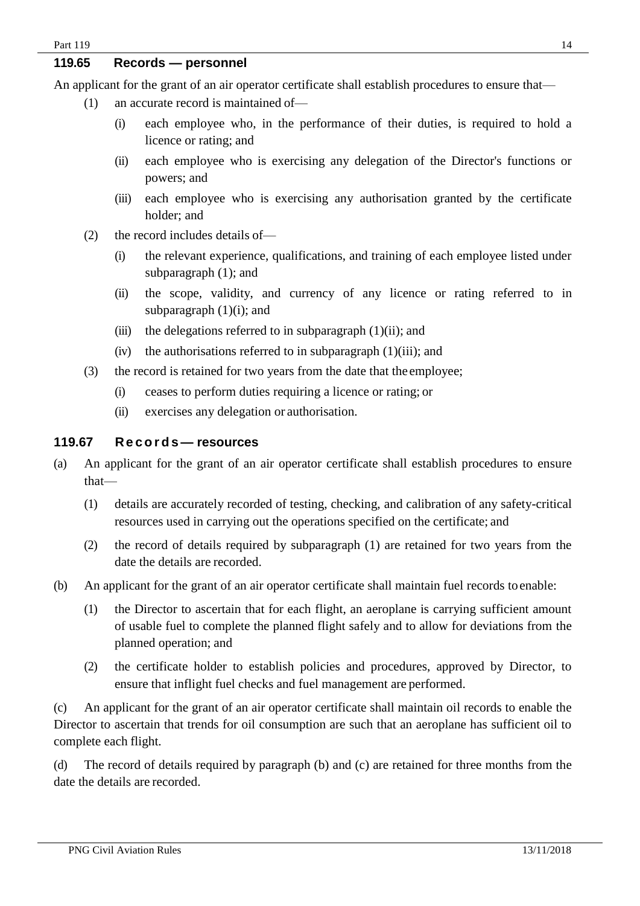### 119.65 Records — personnel

An applicant for the grant of an air operator certificate shall establish procedures to ensure that—

(1) an accurate record is maintained of—

(i) each employee who, in the performance of their duties, is required to hold a licence or rating; and

(ii) each employee who is exercising any delegation of the Director's functions or powers; and

(iii) each employee who is exercising any authorisation granted by the certificate holder; and

(2) the record includes details of—

(i) the relevant experience, qualifications, and training of each employee listed under subparagraph (1); and

(ii) the scope, validity, and currency of any licence or rating referred to in subparagraph (1)(i); and

(iii) the delegations referred to in subparagraph (1)(ii); and

(iv) the authorisations referred to in subparagraph (1)(iii); and

(3) the record is retained for two years from the date that the employee;

(i) ceases to perform duties requiring a licence or rating; or

(ii) exercises any delegation or authorisation.

### 119.67 Records — resources

(a) An applicant for the grant of an air operator certificate shall establish procedures to ensure that—

(1) details are accurately recorded of testing, checking, and calibration of any safety-critical resources used in carrying out the operations specified on the certificate; and

(2) the record of details required by subparagraph (1) are retained for two years from the date the details are recorded.

(b) An applicant for the grant of an air operator certificate shall maintain fuel records to enable:

(1) the Director to ascertain that for each flight, an aeroplane is carrying sufficient amount of usable fuel to complete the planned flight safely and to allow for deviations from the planned operation; and

(2) the certificate holder to establish policies and procedures, approved by Director, to ensure that inflight fuel checks and fuel management are performed.

(c) An applicant for the grant of an air operator certificate shall maintain oil records to enable the Director to ascertain that trends for oil consumption are such that an aeroplane has sufficient oil to complete each flight.

(d) The record of details required by paragraph (b) and (c) are retained for three months from the date the details are recorded.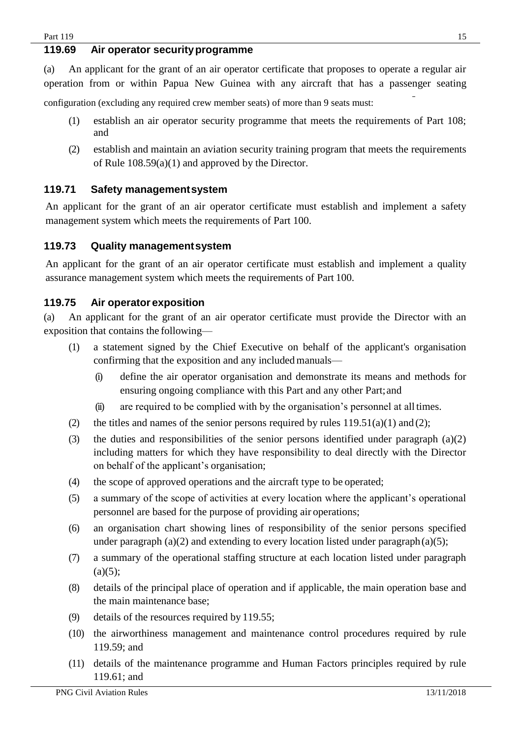### 119.69 Air operator security programme

(a) An applicant for the grant of an air operator certificate that proposes to operate a regular air operation from or within Papua New Guinea with any aircraft that has a passenger seating configuration (excluding any required crew member seats) of more than 9 seats must:

(1) establish an air operator security programme that meets the requirements of Part 108; and

(2) establish and maintain an aviation security training program that meets the requirements of Rule 108.59(a)(1) and approved by the Director.

### 119.71 Safety management system

An applicant for the grant of an air operator certificate must establish and implement a safety management system which meets the requirements of Part 100.

### 119.73 Quality management system

An applicant for the grant of an air operator certificate must establish and implement a quality assurance management system which meets the requirements of Part 100.

### 119.75 Air operator exposition

(a) An applicant for the grant of an air operator certificate must provide the Director with an exposition that contains the following—

(1) a statement signed by the Chief Executive on behalf of the applicant's organisation confirming that the exposition and any included manuals—

(i) define the air operator organisation and demonstrate its means and methods for ensuring ongoing compliance with this Part and any other Part; and

(ii) are required to be complied with by the organisation's personnel at all times.

(2) the titles and names of the senior persons required by rules 119.51(a)(1) and (2);

(3) the duties and responsibilities of the senior persons identified under paragraph (a)(2) including matters for which they have responsibility to deal directly with the Director on behalf of the applicant's organisation;

(4) the scope of approved operations and the aircraft type to be operated;

(5) a summary of the scope of activities at every location where the applicant's operational personnel are based for the purpose of providing air operations;

(6) an organisation chart showing lines of responsibility of the senior persons specified under paragraph (a)(2) and extending to every location listed under paragraph (a)(5);

(7) a summary of the operational staffing structure at each location listed under paragraph (a)(5);

(8) details of the principal place of operation and if applicable, the main operation base and the main maintenance base;

(9) details of the resources required by 119.55;

(10) the airworthiness management and maintenance control procedures required by rule 119.59; and

(11) details of the maintenance programme and Human Factors principles required by rule 119.61; and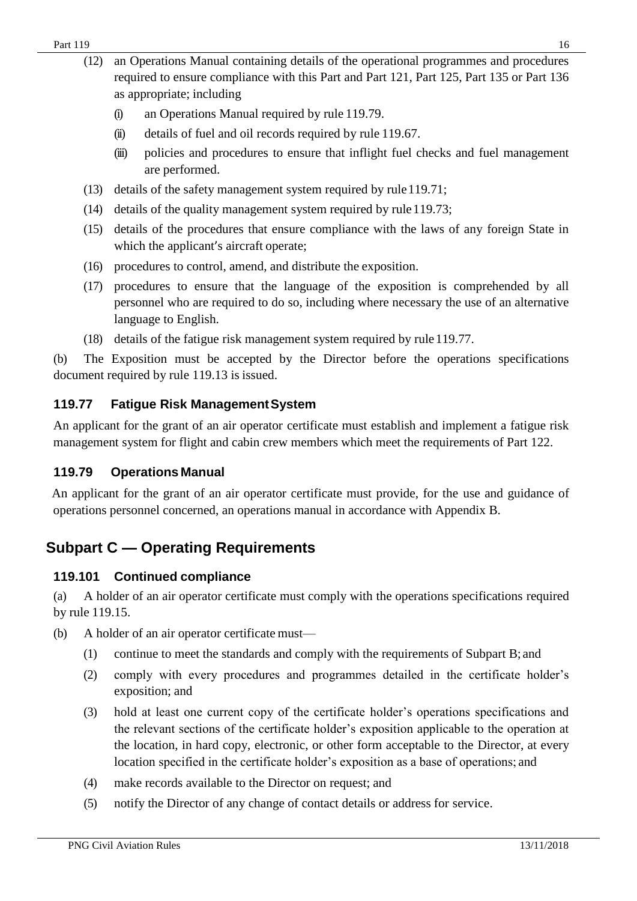(12) an Operations Manual containing details of the operational programmes and procedures required to ensure compliance with this Part and Part 121, Part 125, Part 135 or Part 136 as appropriate; including

(i) an Operations Manual required by rule 119.79.

(ii) details of fuel and oil records required by rule 119.67.

(iii) policies and procedures to ensure that inflight fuel checks and fuel management are performed.

(13) details of the safety management system required by rule 119.71;

(14) details of the quality management system required by rule 119.73;

(15) details of the procedures that ensure compliance with the laws of any foreign State in which the applicant's aircraft operate;

(16) procedures to control, amend, and distribute the exposition.

(17) procedures to ensure that the language of the exposition is comprehended by all personnel who are required to do so, including where necessary the use of an alternative language to English.

(18) details of the fatigue risk management system required by rule 119.77.

(b) The Exposition must be accepted by the Director before the operations specifications document required by rule 119.13 is issued.

### 119.77 Fatigue Risk Management System

An applicant for the grant of an air operator certificate must establish and implement a fatigue risk management system for flight and cabin crew members which meet the requirements of Part 122.

### 119.79 Operations Manual

An applicant for the grant of an air operator certificate must provide, for the use and guidance of operations personnel concerned, an operations manual in accordance with Appendix B.

## Subpart C — Operating Requirements

### 119.101 Continued compliance

(a) A holder of an air operator certificate must comply with the operations specifications required by rule 119.15.

(b) A holder of an air operator certificate must—

(1) continue to meet the standards and comply with the requirements of Subpart B; and

(2) comply with every procedures and programmes detailed in the certificate holder's exposition; and

(3) hold at least one current copy of the certificate holder's operations specifications and the relevant sections of the certificate holder's exposition applicable to the operation at the location, in hard copy, electronic, or other form acceptable to the Director, at every location specified in the certificate holder's exposition as a base of operations; and

(4) make records available to the Director on request; and

(5) notify the Director of any change of contact details or address for service.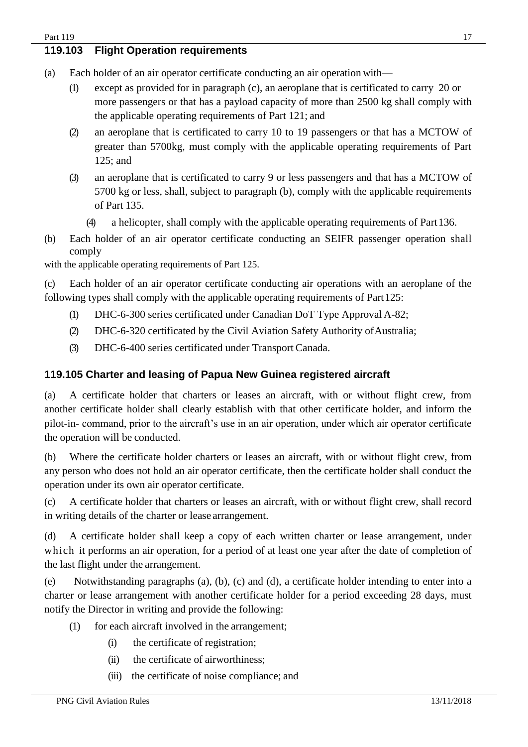## 119.103 Flight Operation requirements

(a) Each holder of an air operator certificate conducting an air operation with—

(1) except as provided for in paragraph (c), an aeroplane that is certificated to carry 20 or more passengers or that has a payload capacity of more than 2500 kg shall comply with the applicable operating requirements of Part 121; and

(2) an aeroplane that is certificated to carry 10 to 19 passengers or that has a MCTOW of greater than 5700kg, must comply with the applicable operating requirements of Part 125; and

(3) an aeroplane that is certificated to carry 9 or less passengers and that has a MCTOW of 5700 kg or less, shall, subject to paragraph (b), comply with the applicable requirements of Part 135.

(4) a helicopter, shall comply with the applicable operating requirements of Part 136.

(b) Each holder of an air operator certificate conducting an SEIFR passenger operation shall comply with the applicable operating requirements of Part 125.

(c) Each holder of an air operator certificate conducting air operations with an aeroplane of the following types shall comply with the applicable operating requirements of Part 125:

(1) DHC-6-300 series certificated under Canadian DoT Type Approval A-82;

(2) DHC-6-320 certificated by the Civil Aviation Safety Authority of Australia;

(3) DHC-6-400 series certificated under Transport Canada.

## 119.105 Charter and leasing of Papua New Guinea registered aircraft

(a) A certificate holder that charters or leases an aircraft, with or without flight crew, from another certificate holder shall clearly establish with that other certificate holder, and inform the pilot-in- command, prior to the aircraft's use in an air operation, under which air operator certificate the operation will be conducted.

(b) Where the certificate holder charters or leases an aircraft, with or without flight crew, from any person who does not hold an air operator certificate, then the certificate holder shall conduct the operation under its own air operator certificate.

(c) A certificate holder that charters or leases an aircraft, with or without flight crew, shall record in writing details of the charter or lease arrangement.

(d) A certificate holder shall keep a copy of each written charter or lease arrangement, under which it performs an air operation, for a period of at least one year after the date of completion of the last flight under the arrangement.

(e) Notwithstanding paragraphs (a), (b), (c) and (d), a certificate holder intending to enter into a charter or lease arrangement with another certificate holder for a period exceeding 28 days, must notify the Director in writing and provide the following:

(1) for each aircraft involved in the arrangement;

(i) the certificate of registration;

(ii) the certificate of airworthiness;

(iii) the certificate of noise compliance; and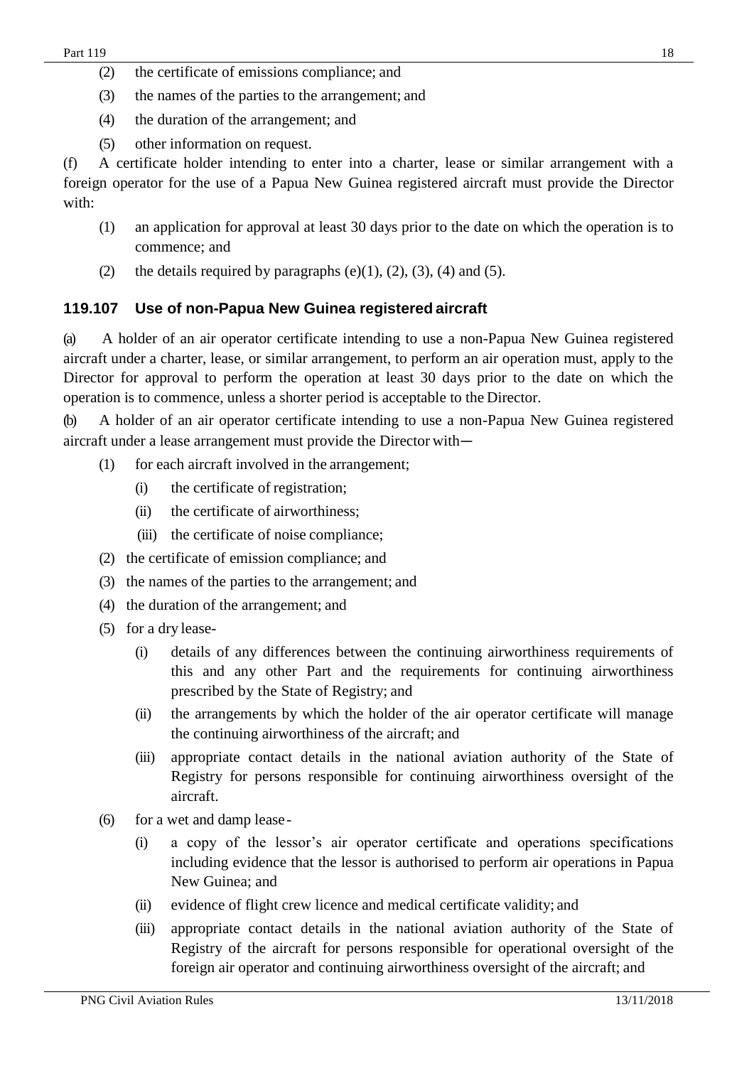(2) the certificate of emissions compliance; and

(3) the names of the parties to the arrangement; and

(4) the duration of the arrangement; and

(5) other information on request.

(f) A certificate holder intending to enter into a charter, lease or similar arrangement with a foreign operator for the use of a Papua New Guinea registered aircraft must provide the Director with:

(1) an application for approval at least 30 days prior to the date on which the operation is to commence; and

(2) the details required by paragraphs (e)(1), (2), (3), (4) and (5).

### 119.107 Use of non-Papua New Guinea registered aircraft

(a) A holder of an air operator certificate intending to use a non-Papua New Guinea registered aircraft under a charter, lease, or similar arrangement, to perform an air operation must, apply to the Director for approval to perform the operation at least 30 days prior to the date on which the operation is to commence, unless a shorter period is acceptable to the Director.

(b) A holder of an air operator certificate intending to use a non-Papua New Guinea registered aircraft under a lease arrangement must provide the Director with—

(1) for each aircraft involved in the arrangement;

  (i) the certificate of registration;

  (ii) the certificate of airworthiness;

  (iii) the certificate of noise compliance;

(2) the certificate of emission compliance; and

(3) the names of the parties to the arrangement; and

(4) the duration of the arrangement; and

(5) for a dry lease-

  (i) details of any differences between the continuing airworthiness requirements of this and any other Part and the requirements for continuing airworthiness prescribed by the State of Registry; and

  (ii) the arrangements by which the holder of the air operator certificate will manage the continuing airworthiness of the aircraft; and

  (iii) appropriate contact details in the national aviation authority of the State of Registry for persons responsible for continuing airworthiness oversight of the aircraft.

(6) for a wet and damp lease-

  (i) a copy of the lessor's air operator certificate and operations specifications including evidence that the lessor is authorised to perform air operations in Papua New Guinea; and

  (ii) evidence of flight crew licence and medical certificate validity; and

  (iii) appropriate contact details in the national aviation authority of the State of Registry of the aircraft for persons responsible for operational oversight of the foreign air operator and continuing airworthiness oversight of the aircraft; and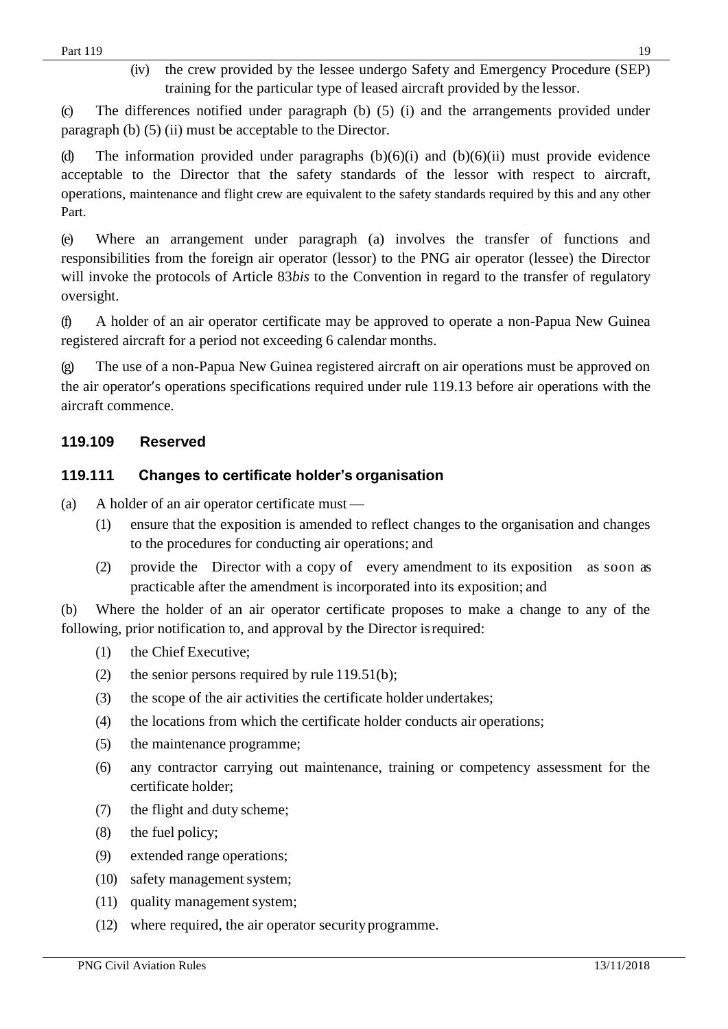(iv) the crew provided by the lessee undergo Safety and Emergency Procedure (SEP) training for the particular type of leased aircraft provided by the lessor.

(c) The differences notified under paragraph (b) (5) (i) and the arrangements provided under paragraph (b) (5) (ii) must be acceptable to the Director.

(d) The information provided under paragraphs (b)(6)(i) and (b)(6)(ii) must provide evidence acceptable to the Director that the safety standards of the lessor with respect to aircraft, operations, maintenance and flight crew are equivalent to the safety standards required by this and any other Part.

(e) Where an arrangement under paragraph (a) involves the transfer of functions and responsibilities from the foreign air operator (lessor) to the PNG air operator (lessee) the Director will invoke the protocols of Article 83*bis* to the Convention in regard to the transfer of regulatory oversight.

(f) A holder of an air operator certificate may be approved to operate a non-Papua New Guinea registered aircraft for a period not exceeding 6 calendar months.

(g) The use of a non-Papua New Guinea registered aircraft on air operations must be approved on the air operator's operations specifications required under rule 119.13 before air operations with the aircraft commence.

### 119.109 Reserved

### 119.111 Changes to certificate holder's organisation

(a) A holder of an air operator certificate must —

- (1) ensure that the exposition is amended to reflect changes to the organisation and changes to the procedures for conducting air operations; and
- (2) provide the Director with a copy of every amendment to its exposition as soon as practicable after the amendment is incorporated into its exposition; and

(b) Where the holder of an air operator certificate proposes to make a change to any of the following, prior notification to, and approval by the Director is required:

- (1) the Chief Executive;
- (2) the senior persons required by rule 119.51(b);
- (3) the scope of the air activities the certificate holder undertakes;
- (4) the locations from which the certificate holder conducts air operations;
- (5) the maintenance programme;
- (6) any contractor carrying out maintenance, training or competency assessment for the certificate holder;
- (7) the flight and duty scheme;
- (8) the fuel policy;
- (9) extended range operations;
- (10) safety management system;
- (11) quality management system;
- (12) where required, the air operator security programme.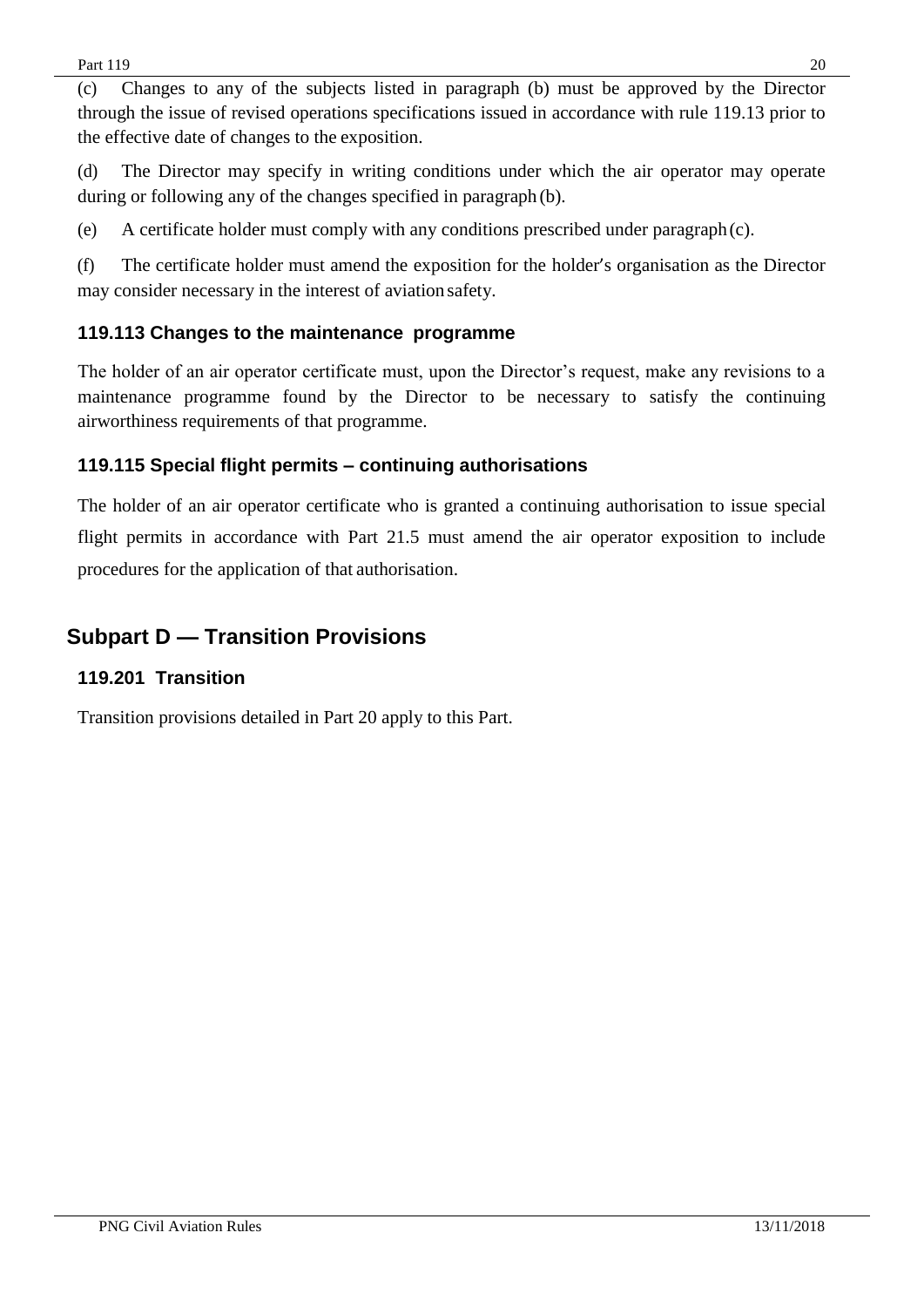(c) Changes to any of the subjects listed in paragraph (b) must be approved by the Director through the issue of revised operations specifications issued in accordance with rule 119.13 prior to the effective date of changes to the exposition.

(d) The Director may specify in writing conditions under which the air operator may operate during or following any of the changes specified in paragraph (b).

(e) A certificate holder must comply with any conditions prescribed under paragraph (c).

(f) The certificate holder must amend the exposition for the holder's organisation as the Director may consider necessary in the interest of aviation safety.

### 119.113 Changes to the maintenance programme

The holder of an air operator certificate must, upon the Director's request, make any revisions to a maintenance programme found by the Director to be necessary to satisfy the continuing airworthiness requirements of that programme.

### 119.115 Special flight permits – continuing authorisations

The holder of an air operator certificate who is granted a continuing authorisation to issue special flight permits in accordance with Part 21.5 must amend the air operator exposition to include procedures for the application of that authorisation.

## Subpart D — Transition Provisions

### 119.201 Transition

Transition provisions detailed in Part 20 apply to this Part.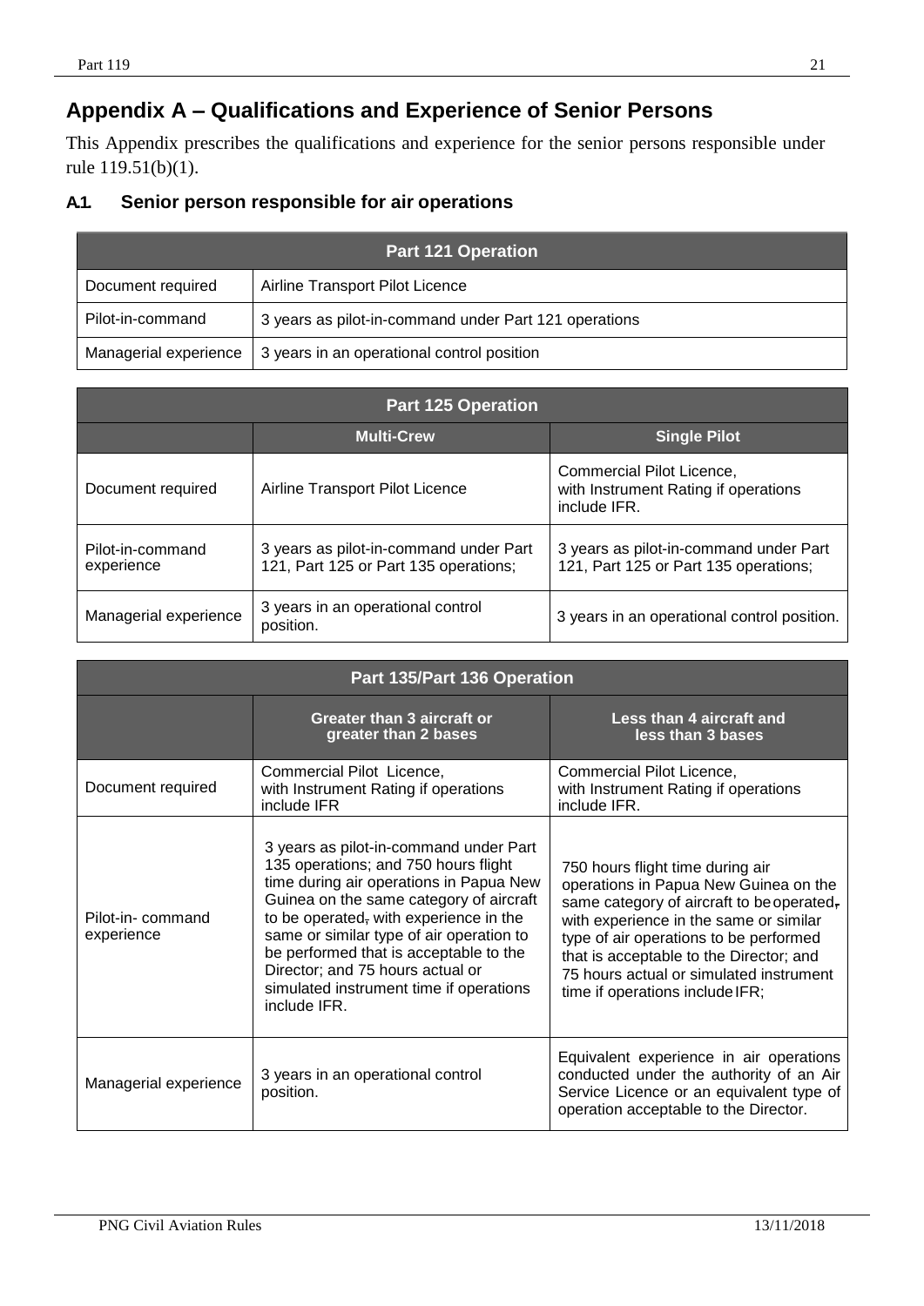## Appendix A – Qualifications and Experience of Senior Persons

This Appendix prescribes the qualifications and experience for the senior persons responsible under rule 119.51(b)(1).

### A.1. Senior person responsible for air operations

| Part 121 Operation | |
|---|---|
| Document required | Airline Transport Pilot Licence |
| Pilot-in-command | 3 years as pilot-in-command under Part 121 operations |
| Managerial experience | 3 years in an operational control position |

| Part 125 Operation | | |
|---|---|---|
| | **Multi-Crew** | **Single Pilot** |
| Document required | Airline Transport Pilot Licence | Commercial Pilot Licence, with Instrument Rating if operations include IFR. |
| Pilot-in-command experience | 3 years as pilot-in-command under Part 121, Part 125 or Part 135 operations; | 3 years as pilot-in-command under Part 121, Part 125 or Part 135 operations; |
| Managerial experience | 3 years in an operational control position. | 3 years in an operational control position. |

| Part 135/Part 136 Operation | | |
|---|---|---|
| | **Greater than 3 aircraft or greater than 2 bases** | **Less than 4 aircraft and less than 3 bases** |
| Document required | Commercial Pilot Licence, with Instrument Rating if operations include IFR | Commercial Pilot Licence, with Instrument Rating if operations include IFR. |
| Pilot-in- command experience | 3 years as pilot-in-command under Part 135 operations; and 750 hours flight time during air operations in Papua New Guinea on the same category of aircraft to be operated, with experience in the same or similar type of air operation to be performed that is acceptable to the Director; and 75 hours actual or simulated instrument time if operations include IFR. | 750 hours flight time during air operations in Papua New Guinea on the same category of aircraft to be operated, with experience in the same or similar type of air operations to be performed that is acceptable to the Director; and 75 hours actual or simulated instrument time if operations include IFR; |
| Managerial experience | 3 years in an operational control position. | Equivalent experience in air operations conducted under the authority of an Air Service Licence or an equivalent type of operation acceptable to the Director. |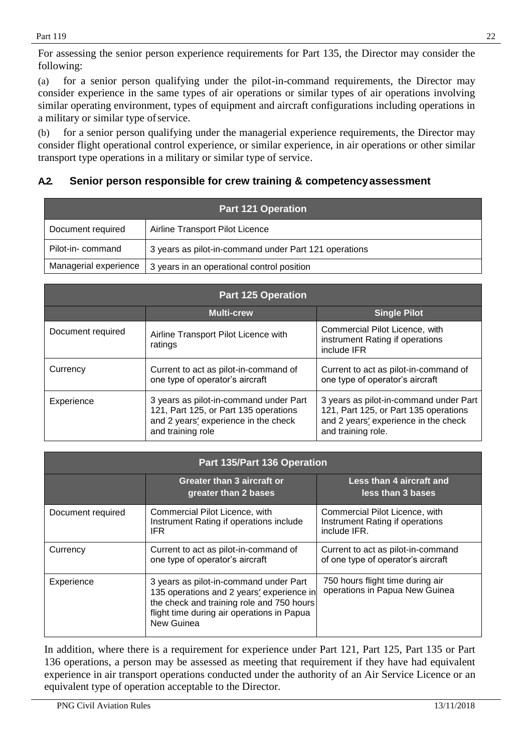For assessing the senior person experience requirements for Part 135, the Director may consider the following:

(a) for a senior person qualifying under the pilot-in-command requirements, the Director may consider experience in the same types of air operations or similar types of air operations involving similar operating environment, types of equipment and aircraft configurations including operations in a military or similar type of service.

(b) for a senior person qualifying under the managerial experience requirements, the Director may consider flight operational control experience, or similar experience, in air operations or other similar transport type operations in a military or similar type of service.

### A.2 Senior person responsible for crew training & competency assessment

| Part 121 Operation | |
|---|---|
| Document required | Airline Transport Pilot Licence |
| Pilot-in- command | 3 years as pilot-in-command under Part 121 operations |
| Managerial experience | 3 years in an operational control position |

| Part 125 Operation | | |
|---|---|---|
| | **Multi-crew** | **Single Pilot** |
| Document required | Airline Transport Pilot Licence with ratings | Commercial Pilot Licence, with instrument Rating if operations include IFR |
| Currency | Current to act as pilot-in-command of one type of operator's aircraft | Current to act as pilot-in-command of one type of operator's aircraft |
| Experience | 3 years as pilot-in-command under Part 121, Part 125, or Part 135 operations and 2 years' experience in the check and training role | 3 years as pilot-in-command under Part 121, Part 125, or Part 135 operations and 2 years' experience in the check and training role. |

| Part 135/Part 136 Operation | | |
|---|---|---|
| | **Greater than 3 aircraft or greater than 2 bases** | **Less than 4 aircraft and less than 3 bases** |
| Document required | Commercial Pilot Licence, with Instrument Rating if operations include IFR | Commercial Pilot Licence, with Instrument Rating if operations include IFR. |
| Currency | Current to act as pilot-in-command of one type of operator's aircraft | Current to act as pilot-in-command of one type of operator's aircraft |
| Experience | 3 years as pilot-in-command under Part 135 operations and 2 years' experience in the check and training role and 750 hours flight time during air operations in Papua New Guinea | 750 hours flight time during air operations in Papua New Guinea |

In addition, where there is a requirement for experience under Part 121, Part 125, Part 135 or Part 136 operations, a person may be assessed as meeting that requirement if they have had equivalent experience in air transport operations conducted under the authority of an Air Service Licence or an equivalent type of operation acceptable to the Director.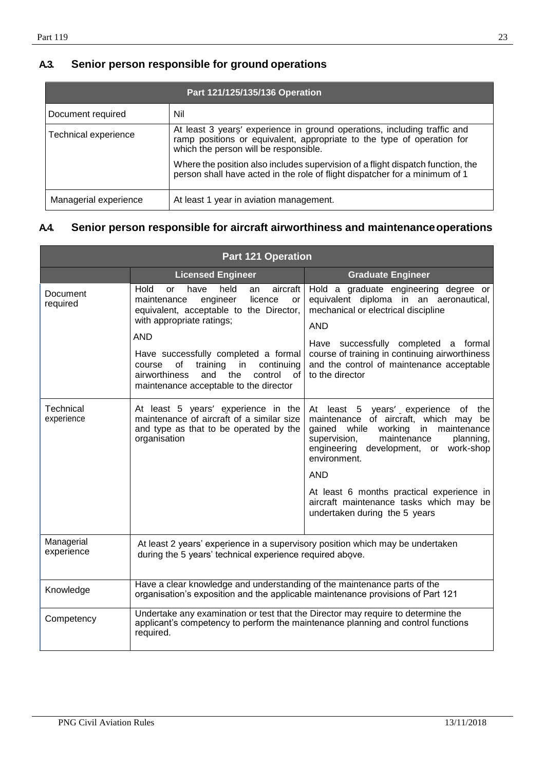## A3. Senior person responsible for ground operations

| Part 121/125/135/136 Operation | |
|---|---|
| Document required | Nil |
| Technical experience | At least 3 years' experience in ground operations, including traffic and ramp positions or equivalent, appropriate to the type of operation for which the person will be responsible.<br><br>Where the position also includes supervision of a flight dispatch function, the person shall have acted in the role of flight dispatcher for a minimum of 1 |
| Managerial experience | At least 1 year in aviation management. |

## A4. Senior person responsible for aircraft airworthiness and maintenance operations

| Part 121 Operation | | |
|---|---|---|
| | **Licensed Engineer** | **Graduate Engineer** |
| Document required | Hold or have held an aircraft maintenance engineer licence or equivalent, acceptable to the Director, with appropriate ratings;<br><br>AND<br><br>Have successfully completed a formal course of training in continuing airworthiness and the control of maintenance acceptable to the director | Hold a graduate engineering degree or equivalent diploma in an aeronautical, mechanical or electrical discipline<br><br>AND<br><br>Have successfully completed a formal course of training in continuing airworthiness and the control of maintenance acceptable to the director |
| Technical experience | At least 5 years' experience in the maintenance of aircraft of a similar size and type as that to be operated by the organisation | At least 5 years' experience of the maintenance of aircraft, which may be gained while working in maintenance supervision, maintenance planning, engineering development, or work-shop environment.<br><br>AND<br><br>At least 6 months practical experience in aircraft maintenance tasks which may be undertaken during the 5 years |
| Managerial experience | At least 2 years' experience in a supervisory position which may be undertaken during the 5 years' technical experience required above. | |
| Knowledge | Have a clear knowledge and understanding of the maintenance parts of the organisation's exposition and the applicable maintenance provisions of Part 121 | |
| Competency | Undertake any examination or test that the Director may require to determine the applicant's competency to perform the maintenance planning and control functions required. | |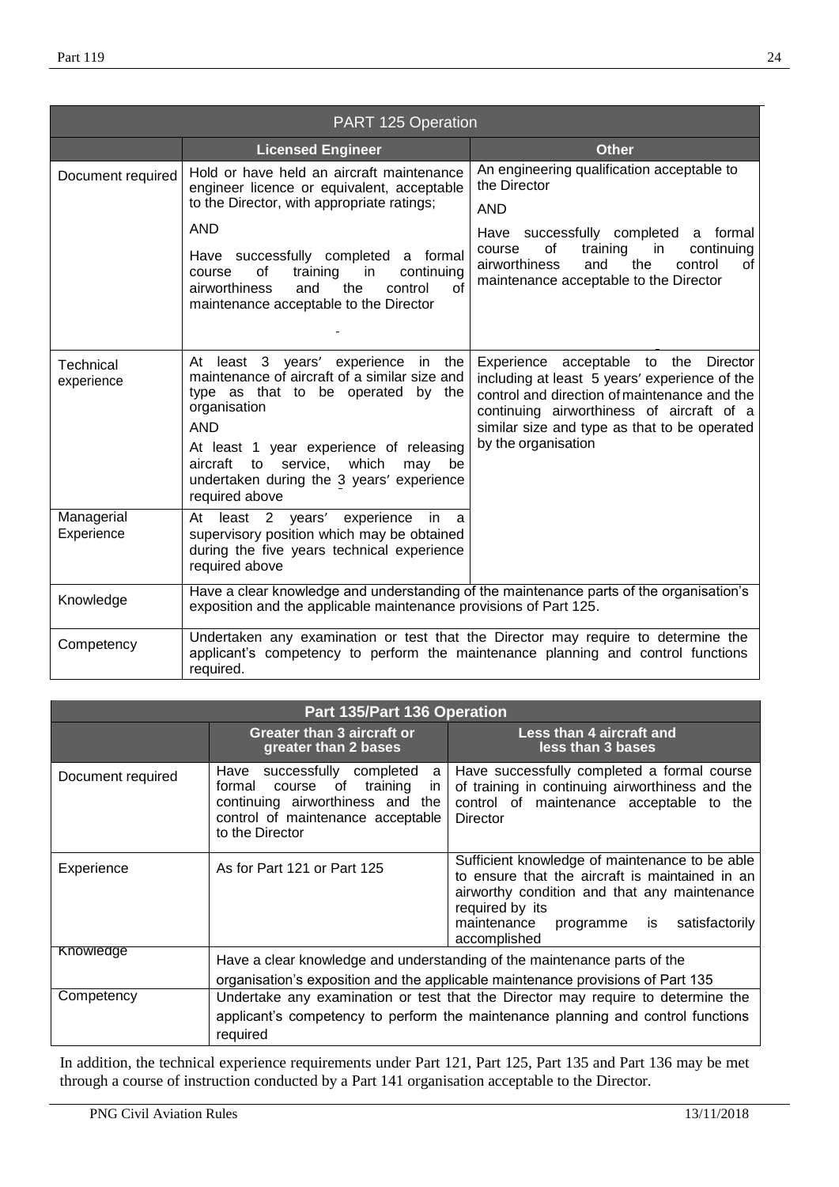| PART 125 Operation | | |
|---|---|---|
| | **Licensed Engineer** | **Other** |
| Document required | Hold or have held an aircraft maintenance engineer licence or equivalent, acceptable to the Director, with appropriate ratings;<br><br>AND<br><br>Have successfully completed a formal course of training in continuing airworthiness and the control of maintenance acceptable to the Director | An engineering qualification acceptable to the Director<br><br>AND<br><br>Have successfully completed a formal course of training in continuing airworthiness and the control of maintenance acceptable to the Director |
| Technical experience | At least 3 years' experience in the maintenance of aircraft of a similar size and type as that to be operated by the organisation<br><br>AND<br><br>At least 1 year experience of releasing aircraft to service, which may be undertaken during the 3 years' experience required above | Experience acceptable to the Director including at least 5 years' experience of the control and direction of maintenance and the continuing airworthiness of aircraft of a similar size and type as that to be operated by the organisation |
| Managerial Experience | At least 2 years' experience in a supervisory position which may be obtained during the five years technical experience required above | |
| Knowledge | Have a clear knowledge and understanding of the maintenance parts of the organisation's exposition and the applicable maintenance provisions of Part 125. | |
| Competency | Undertaken any examination or test that the Director may require to determine the applicant's competency to perform the maintenance planning and control functions required. | |

| Part 135/Part 136 Operation | | |
|---|---|---|
| | **Greater than 3 aircraft or greater than 2 bases** | **Less than 4 aircraft and less than 3 bases** |
| Document required | Have successfully completed a formal course of training in continuing airworthiness and the control of maintenance acceptable to the Director | Have successfully completed a formal course of training in continuing airworthiness and the control of maintenance acceptable to the Director |
| Experience | As for Part 121 or Part 125 | Sufficient knowledge of maintenance to be able to ensure that the aircraft is maintained in an airworthy condition and that any maintenance required by its maintenance programme is satisfactorily accomplished |
| Knowledge | Have a clear knowledge and understanding of the maintenance parts of the organisation's exposition and the applicable maintenance provisions of Part 135 | |
| Competency | Undertake any examination or test that the Director may require to determine the applicant's competency to perform the maintenance planning and control functions required | |

In addition, the technical experience requirements under Part 121, Part 125, Part 135 and Part 136 may be met through a course of instruction conducted by a Part 141 organisation acceptable to the Director.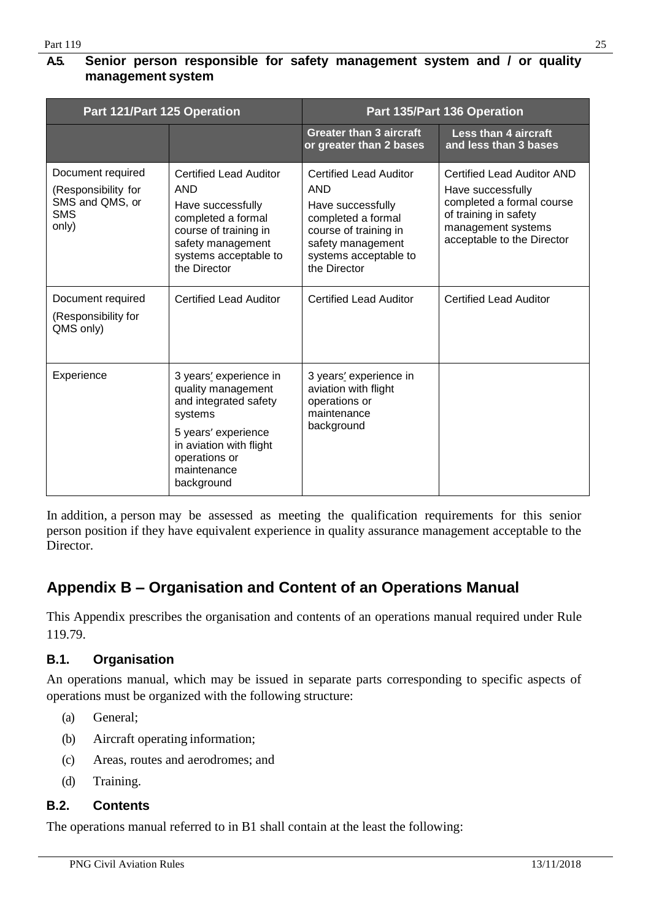**A.5. Senior person responsible for safety management system and / or quality management system**

| Part 121/Part 125 Operation | | Part 135/Part 136 Operation | |
|---|---|---|---|
| | | **Greater than 3 aircraft or greater than 2 bases** | **Less than 4 aircraft and less than 3 bases** |
| Document required (Responsibility for SMS and QMS, or SMS only) | Certified Lead Auditor AND Have successfully completed a formal course of training in safety management systems acceptable to the Director | Certified Lead Auditor AND Have successfully completed a formal course of training in safety management systems acceptable to the Director | Certified Lead Auditor AND Have successfully completed a formal course of training in safety management systems acceptable to the Director |
| Document required (Responsibility for QMS only) | Certified Lead Auditor | Certified Lead Auditor | Certified Lead Auditor |
| Experience | 3 years' experience in quality management and integrated safety systems<br>5 years' experience in aviation with flight operations or maintenance background | 3 years' experience in aviation with flight operations or maintenance background | |

In addition, a person may be assessed as meeting the qualification requirements for this senior person position if they have equivalent experience in quality assurance management acceptable to the Director.

## Appendix B – Organisation and Content of an Operations Manual

This Appendix prescribes the organisation and contents of an operations manual required under Rule 119.79.

### B.1. Organisation

An operations manual, which may be issued in separate parts corresponding to specific aspects of operations must be organized with the following structure:

(a) General;

(b) Aircraft operating information;

(c) Areas, routes and aerodromes; and

(d) Training.

### B.2. Contents

The operations manual referred to in B1 shall contain at the least the following: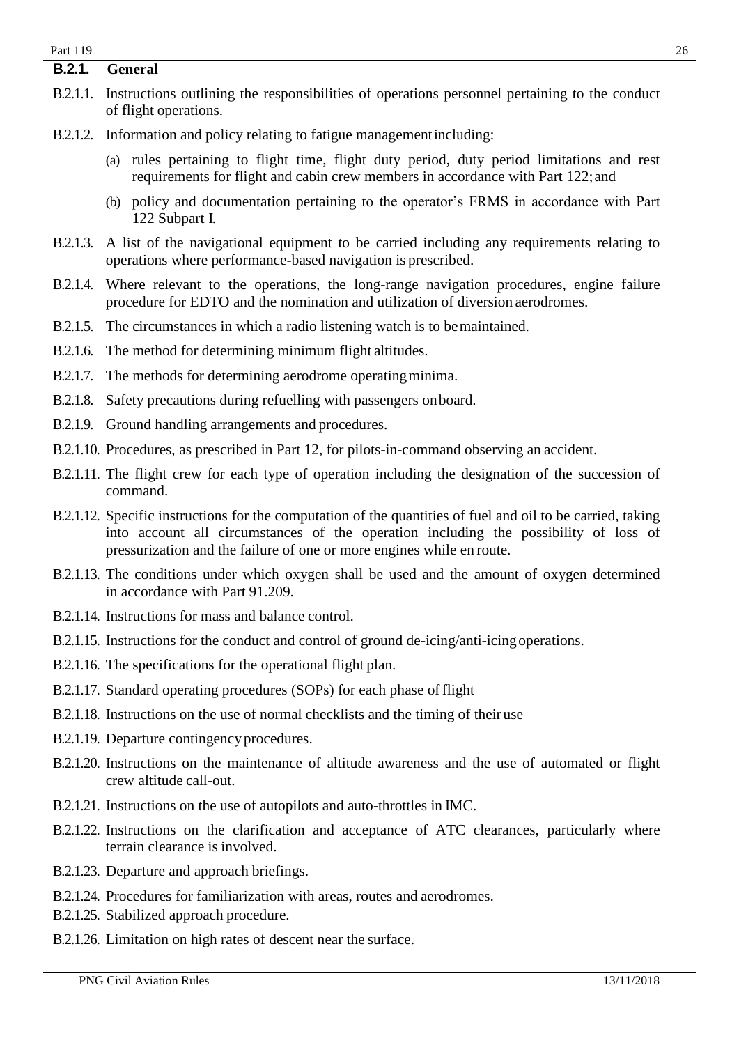## B.2.1. General

B.2.1.1. Instructions outlining the responsibilities of operations personnel pertaining to the conduct of flight operations.

B.2.1.2. Information and policy relating to fatigue management including:

(a) rules pertaining to flight time, flight duty period, duty period limitations and rest requirements for flight and cabin crew members in accordance with Part 122; and

(b) policy and documentation pertaining to the operator's FRMS in accordance with Part 122 Subpart I.

B.2.1.3. A list of the navigational equipment to be carried including any requirements relating to operations where performance-based navigation is prescribed.

B.2.1.4. Where relevant to the operations, the long-range navigation procedures, engine failure procedure for EDTO and the nomination and utilization of diversion aerodromes.

B.2.1.5. The circumstances in which a radio listening watch is to be maintained.

B.2.1.6. The method for determining minimum flight altitudes.

B.2.1.7. The methods for determining aerodrome operating minima.

B.2.1.8. Safety precautions during refuelling with passengers onboard.

B.2.1.9. Ground handling arrangements and procedures.

B.2.1.10. Procedures, as prescribed in Part 12, for pilots-in-command observing an accident.

B.2.1.11. The flight crew for each type of operation including the designation of the succession of command.

B.2.1.12. Specific instructions for the computation of the quantities of fuel and oil to be carried, taking into account all circumstances of the operation including the possibility of loss of pressurization and the failure of one or more engines while en route.

B.2.1.13. The conditions under which oxygen shall be used and the amount of oxygen determined in accordance with Part 91.209.

B.2.1.14. Instructions for mass and balance control.

B.2.1.15. Instructions for the conduct and control of ground de-icing/anti-icing operations.

B.2.1.16. The specifications for the operational flight plan.

B.2.1.17. Standard operating procedures (SOPs) for each phase of flight

B.2.1.18. Instructions on the use of normal checklists and the timing of their use

B.2.1.19. Departure contingency procedures.

B.2.1.20. Instructions on the maintenance of altitude awareness and the use of automated or flight crew altitude call-out.

B.2.1.21. Instructions on the use of autopilots and auto-throttles in IMC.

B.2.1.22. Instructions on the clarification and acceptance of ATC clearances, particularly where terrain clearance is involved.

B.2.1.23. Departure and approach briefings.

B.2.1.24. Procedures for familiarization with areas, routes and aerodromes.

B.2.1.25. Stabilized approach procedure.

B.2.1.26. Limitation on high rates of descent near the surface.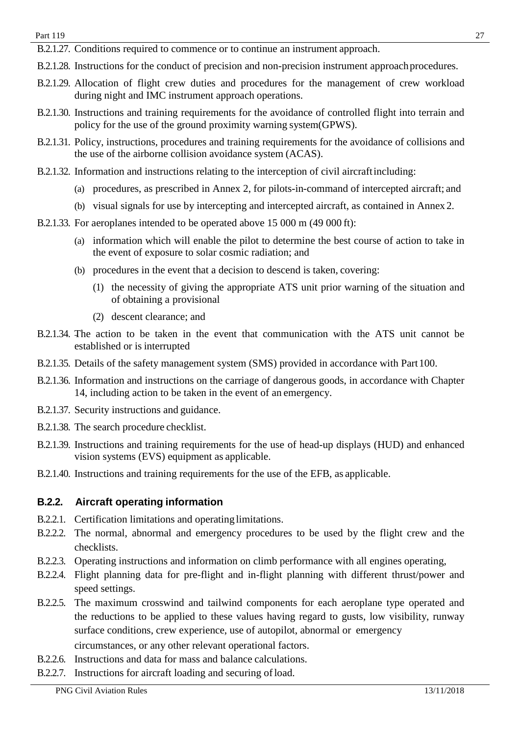B.2.1.27. Conditions required to commence or to continue an instrument approach.

B.2.1.28. Instructions for the conduct of precision and non-precision instrument approach procedures.

B.2.1.29. Allocation of flight crew duties and procedures for the management of crew workload during night and IMC instrument approach operations.

B.2.1.30. Instructions and training requirements for the avoidance of controlled flight into terrain and policy for the use of the ground proximity warning system(GPWS).

B.2.1.31. Policy, instructions, procedures and training requirements for the avoidance of collisions and the use of the airborne collision avoidance system (ACAS).

B.2.1.32. Information and instructions relating to the interception of civil aircraft including:

- (a) procedures, as prescribed in Annex 2, for pilots-in-command of intercepted aircraft; and
- (b) visual signals for use by intercepting and intercepted aircraft, as contained in Annex 2.

B.2.1.33. For aeroplanes intended to be operated above 15 000 m (49 000 ft):

- (a) information which will enable the pilot to determine the best course of action to take in the event of exposure to solar cosmic radiation; and
- (b) procedures in the event that a decision to descend is taken, covering:
  - (1) the necessity of giving the appropriate ATS unit prior warning of the situation and of obtaining a provisional
  - (2) descent clearance; and

B.2.1.34. The action to be taken in the event that communication with the ATS unit cannot be established or is interrupted

B.2.1.35. Details of the safety management system (SMS) provided in accordance with Part 100.

B.2.1.36. Information and instructions on the carriage of dangerous goods, in accordance with Chapter 14, including action to be taken in the event of an emergency.

B.2.1.37. Security instructions and guidance.

B.2.1.38. The search procedure checklist.

B.2.1.39. Instructions and training requirements for the use of head-up displays (HUD) and enhanced vision systems (EVS) equipment as applicable.

B.2.1.40. Instructions and training requirements for the use of the EFB, as applicable.

### B.2.2. Aircraft operating information

B.2.2.1. Certification limitations and operating limitations.

B.2.2.2. The normal, abnormal and emergency procedures to be used by the flight crew and the checklists.

B.2.2.3. Operating instructions and information on climb performance with all engines operating,

B.2.2.4. Flight planning data for pre-flight and in-flight planning with different thrust/power and speed settings.

B.2.2.5. The maximum crosswind and tailwind components for each aeroplane type operated and the reductions to be applied to these values having regard to gusts, low visibility, runway surface conditions, crew experience, use of autopilot, abnormal or emergency circumstances, or any other relevant operational factors.

B.2.2.6. Instructions and data for mass and balance calculations.

B.2.2.7. Instructions for aircraft loading and securing of load.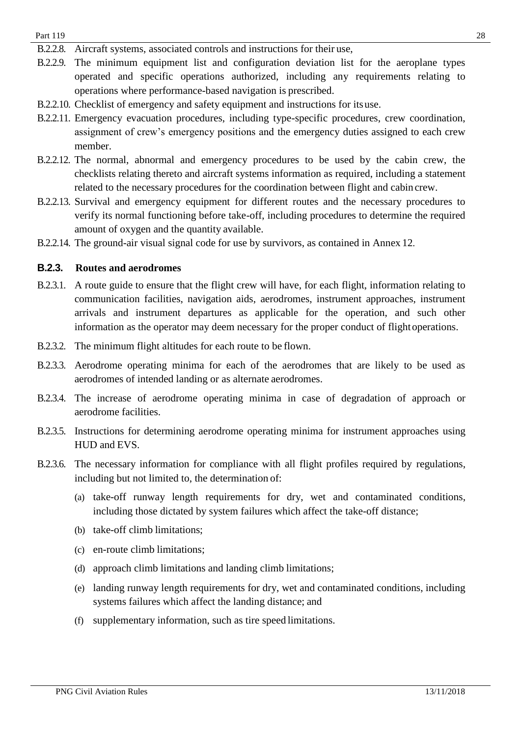B.2.2.8. Aircraft systems, associated controls and instructions for their use,

B.2.2.9. The minimum equipment list and configuration deviation list for the aeroplane types operated and specific operations authorized, including any requirements relating to operations where performance-based navigation is prescribed.

B.2.2.10. Checklist of emergency and safety equipment and instructions for its use.

B.2.2.11. Emergency evacuation procedures, including type-specific procedures, crew coordination, assignment of crew's emergency positions and the emergency duties assigned to each crew member.

B.2.2.12. The normal, abnormal and emergency procedures to be used by the cabin crew, the checklists relating thereto and aircraft systems information as required, including a statement related to the necessary procedures for the coordination between flight and cabin crew.

B.2.2.13. Survival and emergency equipment for different routes and the necessary procedures to verify its normal functioning before take-off, including procedures to determine the required amount of oxygen and the quantity available.

B.2.2.14. The ground-air visual signal code for use by survivors, as contained in Annex 12.

### B.2.3. Routes and aerodromes

B.2.3.1. A route guide to ensure that the flight crew will have, for each flight, information relating to communication facilities, navigation aids, aerodromes, instrument approaches, instrument arrivals and instrument departures as applicable for the operation, and such other information as the operator may deem necessary for the proper conduct of flight operations.

B.2.3.2. The minimum flight altitudes for each route to be flown.

B.2.3.3. Aerodrome operating minima for each of the aerodromes that are likely to be used as aerodromes of intended landing or as alternate aerodromes.

B.2.3.4. The increase of aerodrome operating minima in case of degradation of approach or aerodrome facilities.

B.2.3.5. Instructions for determining aerodrome operating minima for instrument approaches using HUD and EVS.

B.2.3.6. The necessary information for compliance with all flight profiles required by regulations, including but not limited to, the determination of:

(a) take-off runway length requirements for dry, wet and contaminated conditions, including those dictated by system failures which affect the take-off distance;

(b) take-off climb limitations;

(c) en-route climb limitations;

(d) approach climb limitations and landing climb limitations;

(e) landing runway length requirements for dry, wet and contaminated conditions, including systems failures which affect the landing distance; and

(f) supplementary information, such as tire speed limitations.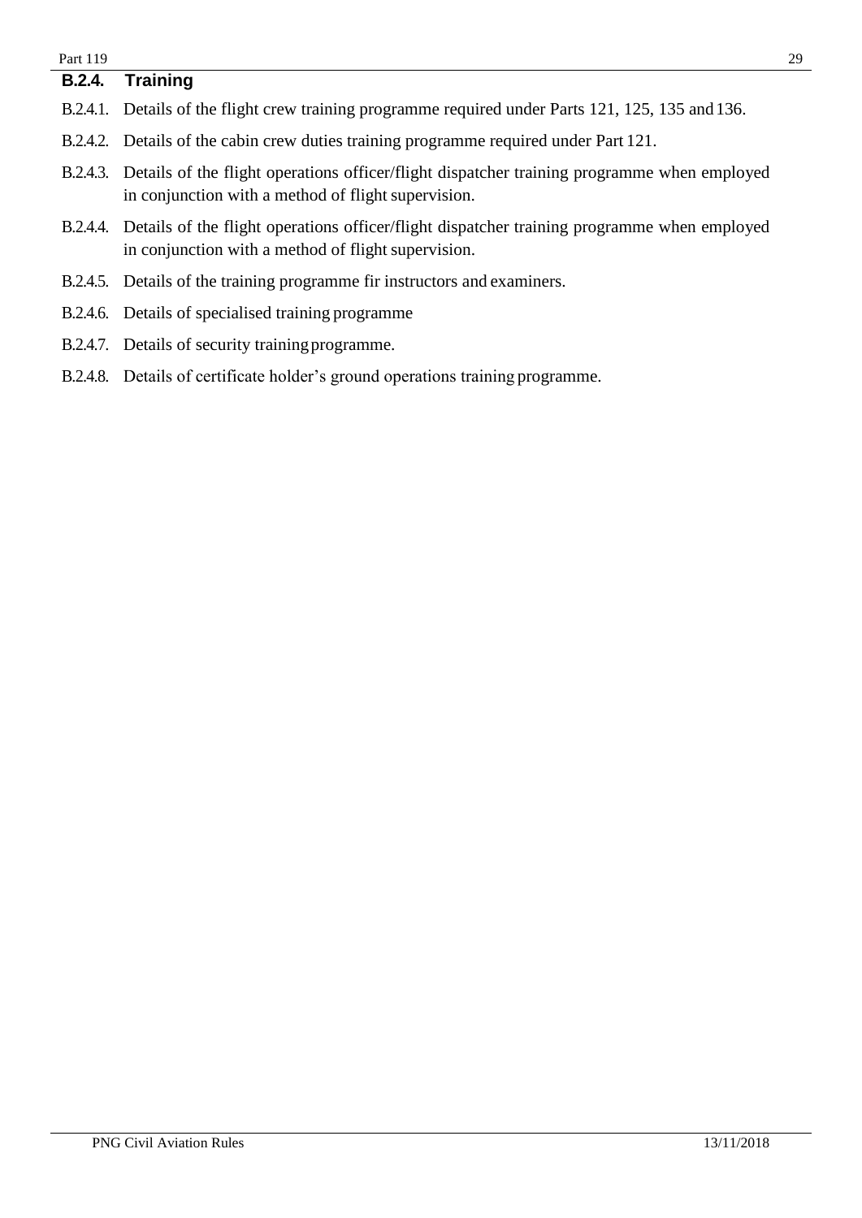### B.2.4. Training

B.2.4.1. Details of the flight crew training programme required under Parts 121, 125, 135 and 136.

B.2.4.2. Details of the cabin crew duties training programme required under Part 121.

B.2.4.3. Details of the flight operations officer/flight dispatcher training programme when employed in conjunction with a method of flight supervision.

B.2.4.4. Details of the flight operations officer/flight dispatcher training programme when employed in conjunction with a method of flight supervision.

B.2.4.5. Details of the training programme fir instructors and examiners.

B.2.4.6. Details of specialised training programme

B.2.4.7. Details of security training programme.

B.2.4.8. Details of certificate holder's ground operations training programme.